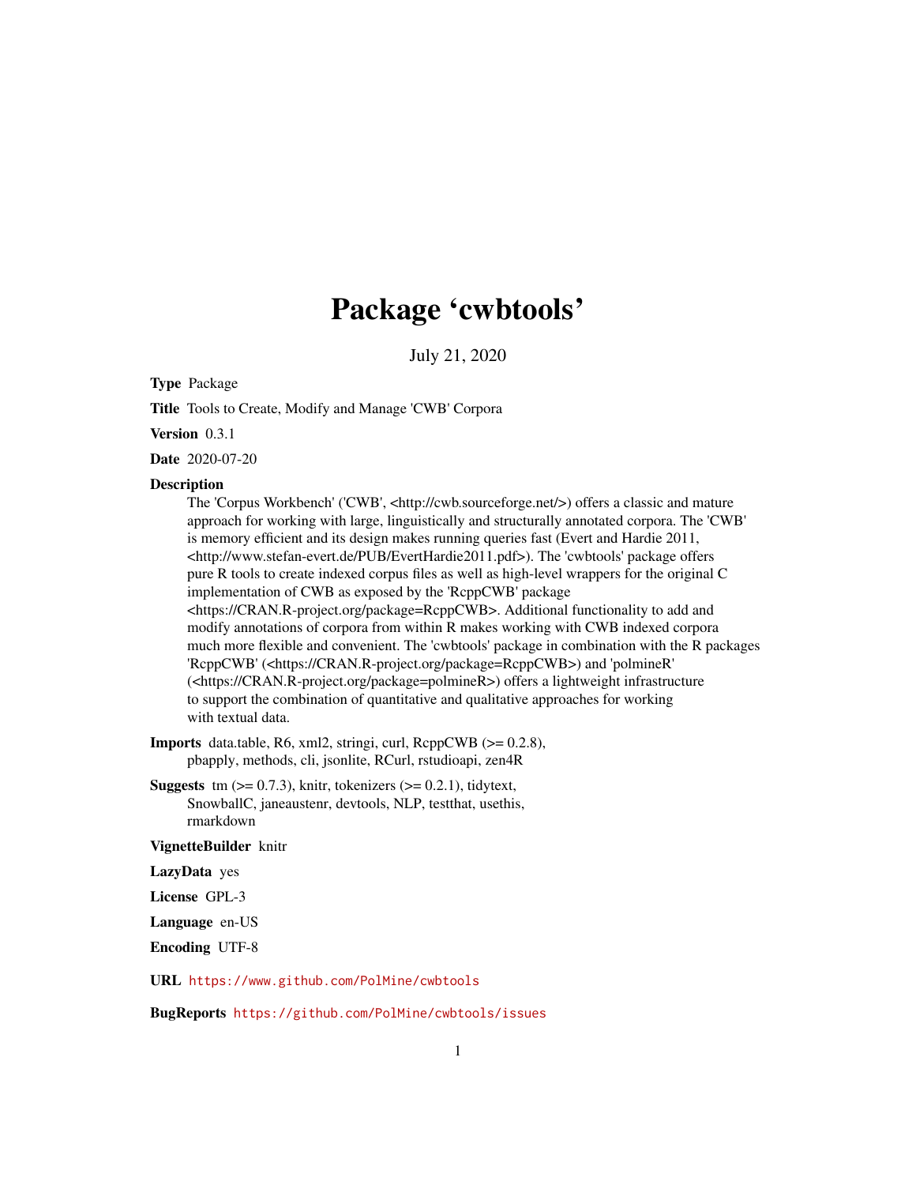# Package 'cwbtools'

July 21, 2020

**Type** Package

**Title** Tools to Create, Modify and Manage 'CWB' Corpora

**Version** 0.3.1

**Date** 2020-07-20

**Description** The 'Corpus Workbench' ('CWB', <http://cwb.sourceforge.net/>) offers a classic and mature approach for working with large, linguistically and structurally annotated corpora. The 'CWB' is memory efficient and its design makes running queries fast (Evert and Hardie 2011, <http://www.stefan-evert.de/PUB/EvertHardie2011.pdf>). The 'cwbtools' package offers pure R tools to create indexed corpus files as well as high-level wrappers for the original C implementation of CWB as exposed by the 'RcppCWB' package <https://CRAN.R-project.org/package=RcppCWB>. Additional functionality to add and modify annotations of corpora from within R makes working with CWB indexed corpora much more flexible and convenient. The 'cwbtools' package in combination with the R packages 'RcppCWB' (<https://CRAN.R-project.org/package=RcppCWB>) and 'polmineR' (<https://CRAN.R-project.org/package=polmineR>) offers a lightweight infrastructure to support the combination of quantitative and qualitative approaches for working with textual data.

**Imports** data.table, R6, xml2, stringi, curl, RcppCWB (>= 0.2.8), pbapply, methods, cli, jsonlite, RCurl, rstudioapi, zen4R

**Suggests** tm (>= 0.7.3), knitr, tokenizers (>= 0.2.1), tidytext, SnowballC, janeaustenr, devtools, NLP, testthat, usethis, rmarkdown

**VignetteBuilder** knitr

**LazyData** yes

**License** GPL-3

**Language** en-US

**Encoding** UTF-8

**URL** https://www.github.com/PolMine/cwbtools

**BugReports** https://github.com/PolMine/cwbtools/issues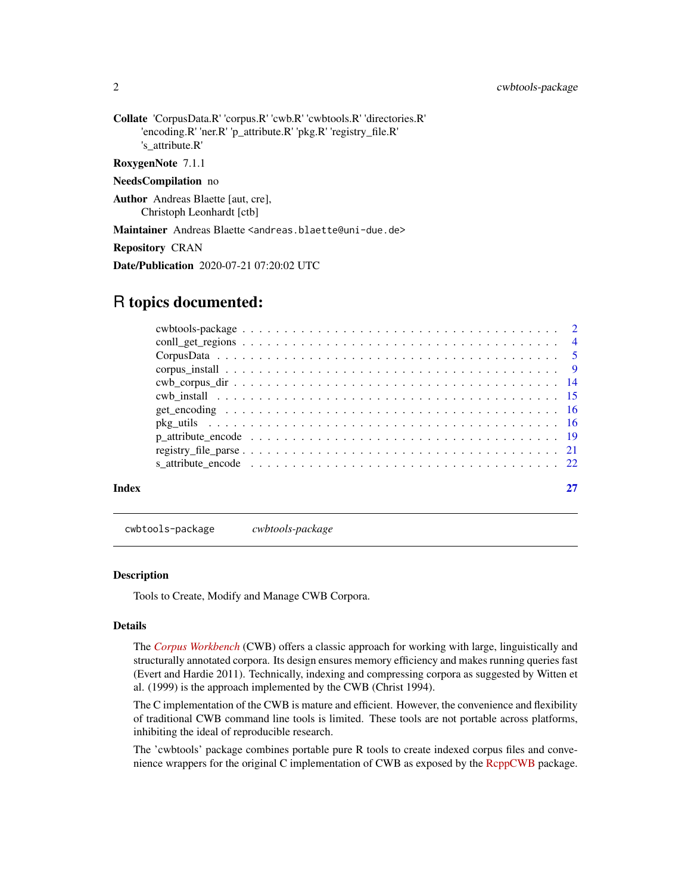**Collate** 'CorpusData.R' 'corpus.R' 'cwb.R' 'cwbtools.R' 'directories.R' 'encoding.R' 'ner.R' 'p_attribute.R' 'pkg.R' 'registry_file.R' 's_attribute.R'

**RoxygenNote** 7.1.1

**NeedsCompilation** no

**Author** Andreas Blaette [aut, cre], Christoph Leonhardt [ctb]

**Maintainer** Andreas Blaette <andreas.blaette@uni-due.de>

**Repository** CRAN

**Date/Publication** 2020-07-21 07:20:02 UTC

# R topics documented:

| | |
|---|---|
| cwbtools-package | 2 |
| conll_get_regions | 4 |
| CorpusData | 5 |
| corpus_install | 9 |
| cwb_corpus_dir | 14 |
| cwb_install | 15 |
| get_encoding | 16 |
| pkg_utils | 16 |
| p_attribute_encode | 19 |
| registry_file_parse | 21 |
| s_attribute_encode | 22 |
| **Index** | **27** |

---

`cwbtools-package` *cwbtools-package*

---

### Description

Tools to Create, Modify and Manage CWB Corpora.

### Details

The *Corpus Workbench* (CWB) offers a classic approach for working with large, linguistically and structurally annotated corpora. Its design ensures memory efficiency and makes running queries fast (Evert and Hardie 2011). Technically, indexing and compressing corpora as suggested by Witten et al. (1999) is the approach implemented by the CWB (Christ 1994).

The C implementation of the CWB is mature and efficient. However, the convenience and flexibility of traditional CWB command line tools is limited. These tools are not portable across platforms, inhibiting the ideal of reproducible research.

The 'cwbtools' package combines portable pure R tools to create indexed corpus files and convenience wrappers for the original C implementation of CWB as exposed by the RcppCWB package.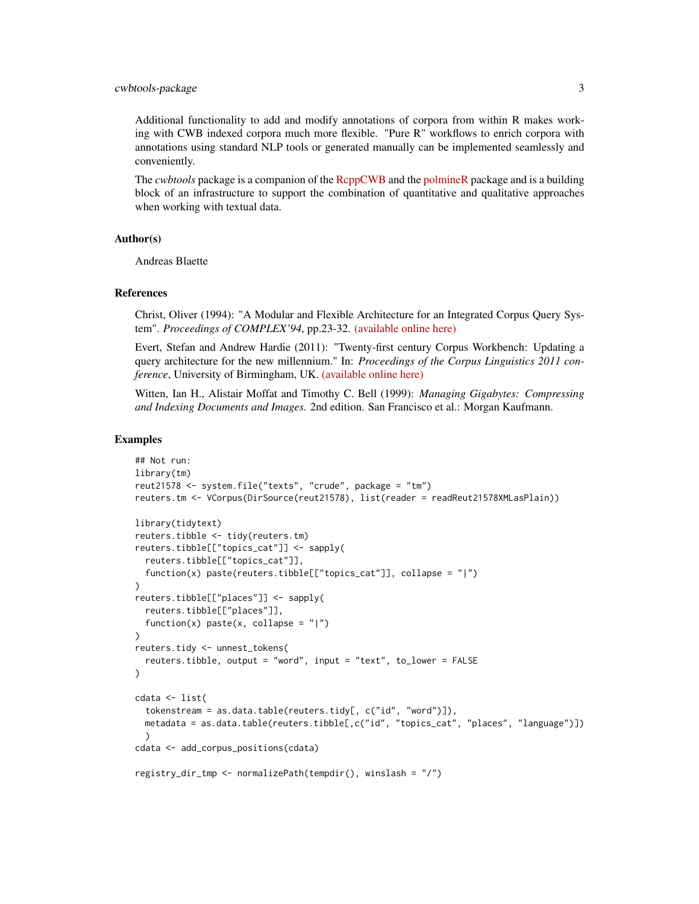Additional functionality to add and modify annotations of corpora from within R makes working with CWB indexed corpora much more flexible. "Pure R" workflows to enrich corpora with annotations using standard NLP tools or generated manually can be implemented seamlessly and conveniently.

The *cwbtools* package is a companion of the RcppCWB and the polmineR package and is a building block of an infrastructure to support the combination of quantitative and qualitative approaches when working with textual data.

## Author(s)

Andreas Blaette

## References

Christ, Oliver (1994): "A Modular and Flexible Architecture for an Integrated Corpus Query System". *Proceedings of COMPLEX'94*, pp.23-32. (available online here)

Evert, Stefan and Andrew Hardie (2011): "Twenty-first century Corpus Workbench: Updating a query architecture for the new millennium." In: *Proceedings of the Corpus Linguistics 2011 conference*, University of Birmingham, UK. (available online here)

Witten, Ian H., Alistair Moffat and Timothy C. Bell (1999): *Managing Gigabytes: Compressing and Indexing Documents and Images.* 2nd edition. San Francisco et al.: Morgan Kaufmann.

## Examples

```
## Not run:
library(tm)
reut21578 <- system.file("texts", "crude", package = "tm")
reuters.tm <- VCorpus(DirSource(reut21578), list(reader = readReut21578XMLasPlain))

library(tidytext)
reuters.tibble <- tidy(reuters.tm)
reuters.tibble[["topics_cat"]] <- sapply(
  reuters.tibble[["topics_cat"]],
  function(x) paste(reuters.tibble[["topics_cat"]], collapse = "|")
)
reuters.tibble[["places"]] <- sapply(
  reuters.tibble[["places"]],
  function(x) paste(x, collapse = "|")
)
reuters.tidy <- unnest_tokens(
  reuters.tibble, output = "word", input = "text", to_lower = FALSE
)

cdata <- list(
  tokenstream = as.data.table(reuters.tidy[, c("id", "word")]),
  metadata = as.data.table(reuters.tibble[,c("id", "topics_cat", "places", "language")])
  )
cdata <- add_corpus_positions(cdata)

registry_dir_tmp <- normalizePath(tempdir(), winslash = "/")
```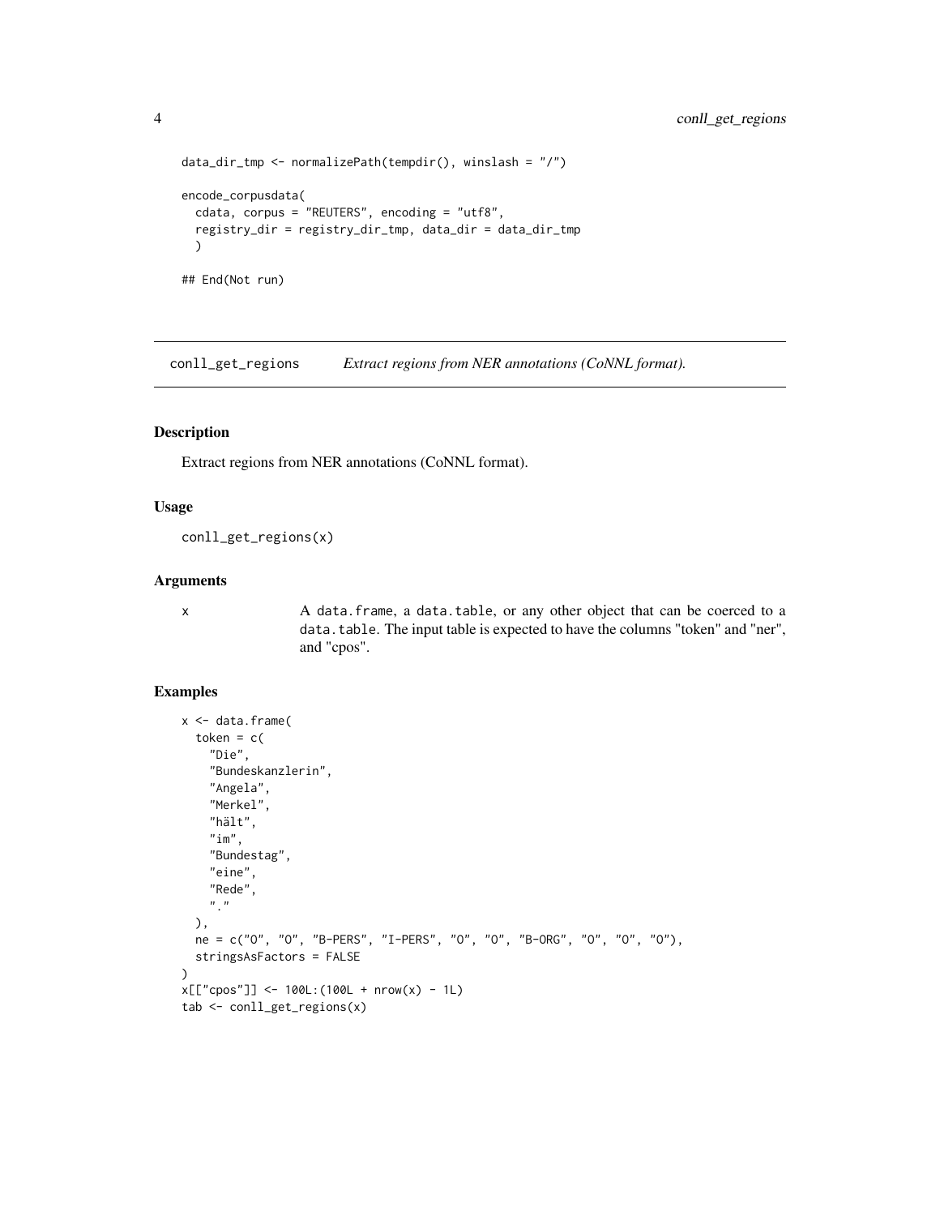```
data_dir_tmp <- normalizePath(tempdir(), winslash = "/")

encode_corpusdata(
  cdata, corpus = "REUTERS", encoding = "utf8",
  registry_dir = registry_dir_tmp, data_dir = data_dir_tmp
  )

## End(Not run)
```

---

## conll_get_regions — *Extract regions from NER annotations (CoNNL format).*

### Description

Extract regions from NER annotations (CoNNL format).

### Usage

```
conll_get_regions(x)
```

### Arguments

| | |
|---|---|
| x | A data.frame, a data.table, or any other object that can be coerced to a data.table. The input table is expected to have the columns "token" and "ner", and "cpos". |

### Examples

```
x <- data.frame(
  token = c(
    "Die",
    "Bundeskanzlerin",
    "Angela",
    "Merkel",
    "hält",
    "im",
    "Bundestag",
    "eine",
    "Rede",
    "."
  ),
  ne = c("O", "O", "B-PERS", "I-PERS", "O", "O", "B-ORG", "O", "O", "O"),
  stringsAsFactors = FALSE
)
x[["cpos"]] <- 100L:(100L + nrow(x) - 1L)
tab <- conll_get_regions(x)
```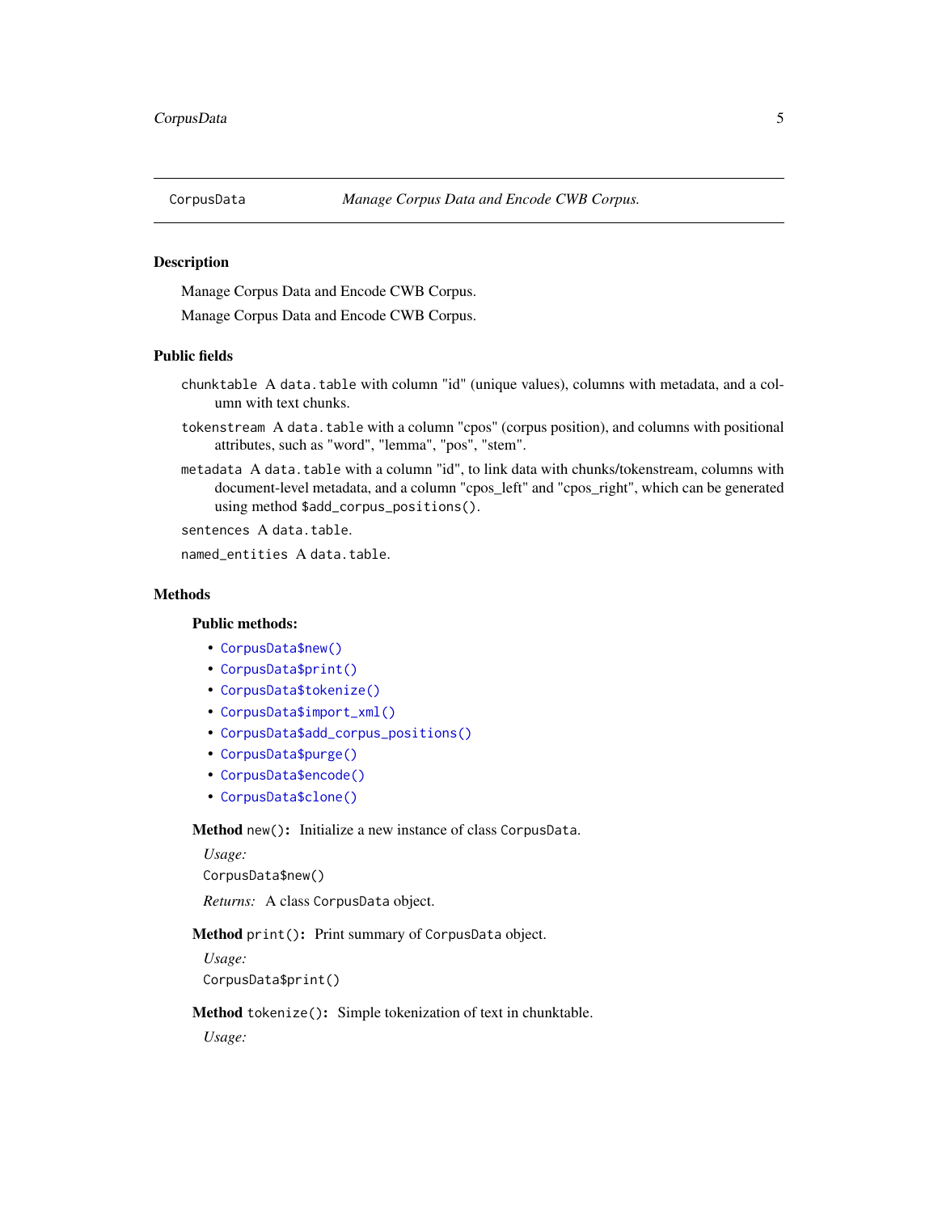# CorpusData — *Manage Corpus Data and Encode CWB Corpus.*

## Description

Manage Corpus Data and Encode CWB Corpus.

Manage Corpus Data and Encode CWB Corpus.

## Public fields

`chunktable` A `data.table` with column "id" (unique values), columns with metadata, and a column with text chunks.

`tokenstream` A `data.table` with a column "cpos" (corpus position), and columns with positional attributes, such as "word", "lemma", "pos", "stem".

`metadata` A `data.table` with a column "id", to link data with chunks/tokenstream, columns with document-level metadata, and a column "cpos_left" and "cpos_right", which can be generated using method `$add_corpus_positions()`.

`sentences` A `data.table`.

`named_entities` A `data.table`.

## Methods

### Public methods:

- `CorpusData$new()`
- `CorpusData$print()`
- `CorpusData$tokenize()`
- `CorpusData$import_xml()`
- `CorpusData$add_corpus_positions()`
- `CorpusData$purge()`
- `CorpusData$encode()`
- `CorpusData$clone()`

**Method** `new()`**:** Initialize a new instance of class `CorpusData`.

*Usage:*

```
CorpusData$new()
```

*Returns:* A class `CorpusData` object.

**Method** `print()`**:** Print summary of `CorpusData` object.

*Usage:*

```
CorpusData$print()
```

**Method** `tokenize()`**:** Simple tokenization of text in chunktable.

*Usage:*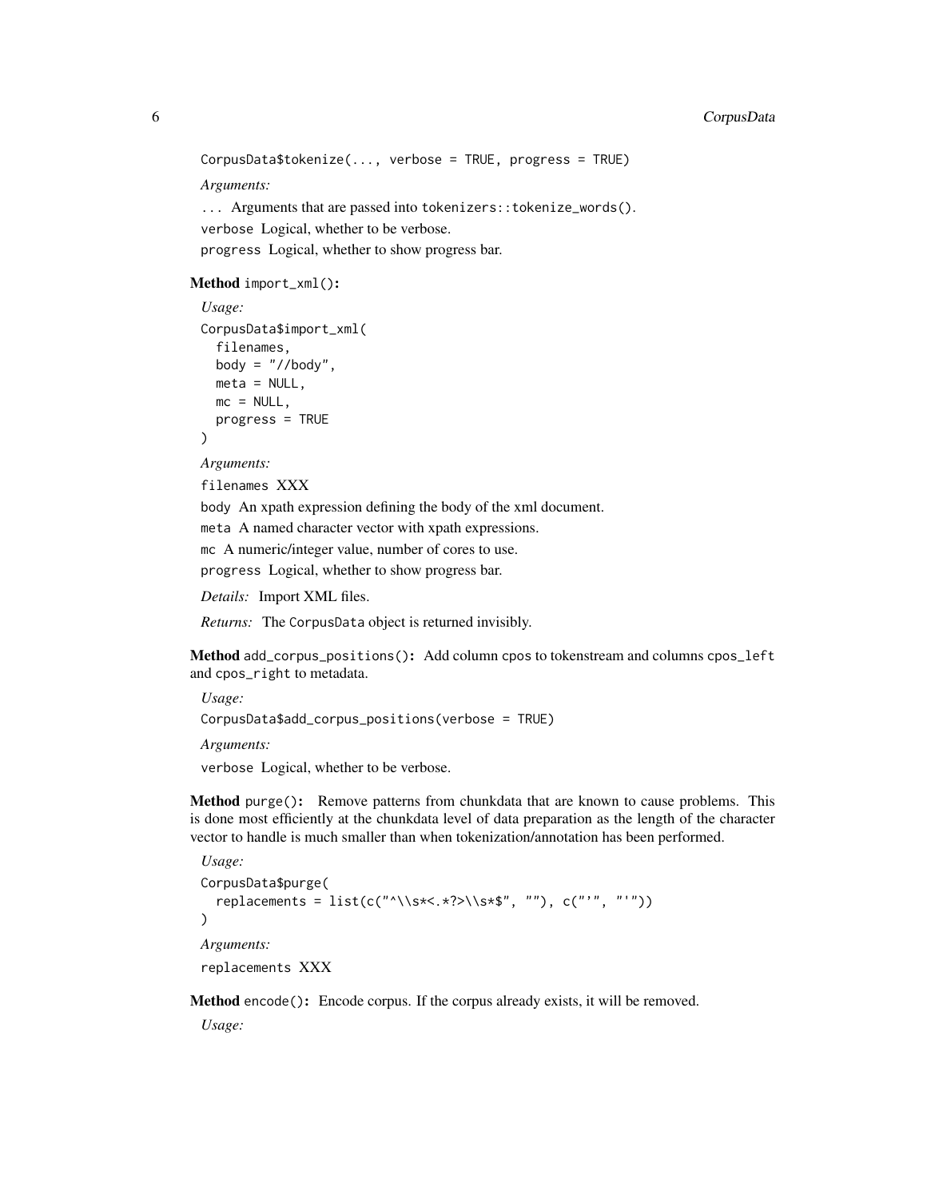```
CorpusData$tokenize(..., verbose = TRUE, progress = TRUE)
```

*Arguments:*

`...` Arguments that are passed into `tokenizers::tokenize_words()`.

`verbose` Logical, whether to be verbose.

`progress` Logical, whether to show progress bar.

**Method** `import_xml()`:

*Usage:*

```
CorpusData$import_xml(
  filenames,
  body = "//body",
  meta = NULL,
  mc = NULL,
  progress = TRUE
)
```

*Arguments:*

`filenames` XXX

`body` An xpath expression defining the body of the xml document.

`meta` A named character vector with xpath expressions.

`mc` A numeric/integer value, number of cores to use.

`progress` Logical, whether to show progress bar.

*Details:* Import XML files.

*Returns:* The `CorpusData` object is returned invisibly.

**Method** `add_corpus_positions()`: Add column cpos to tokenstream and columns `cpos_left` and `cpos_right` to metadata.

*Usage:*

```
CorpusData$add_corpus_positions(verbose = TRUE)
```

*Arguments:*

`verbose` Logical, whether to be verbose.

**Method** `purge()`: Remove patterns from chunkdata that are known to cause problems. This is done most efficiently at the chunkdata level of data preparation as the length of the character vector to handle is much smaller than when tokenization/annotation has been performed.

*Usage:*

```
CorpusData$purge(
  replacements = list(c("^\\s*<.*?>\\s*$", ""), c("’", "'"))
)
```

*Arguments:*

`replacements` XXX

**Method** `encode()`: Encode corpus. If the corpus already exists, it will be removed.

*Usage:*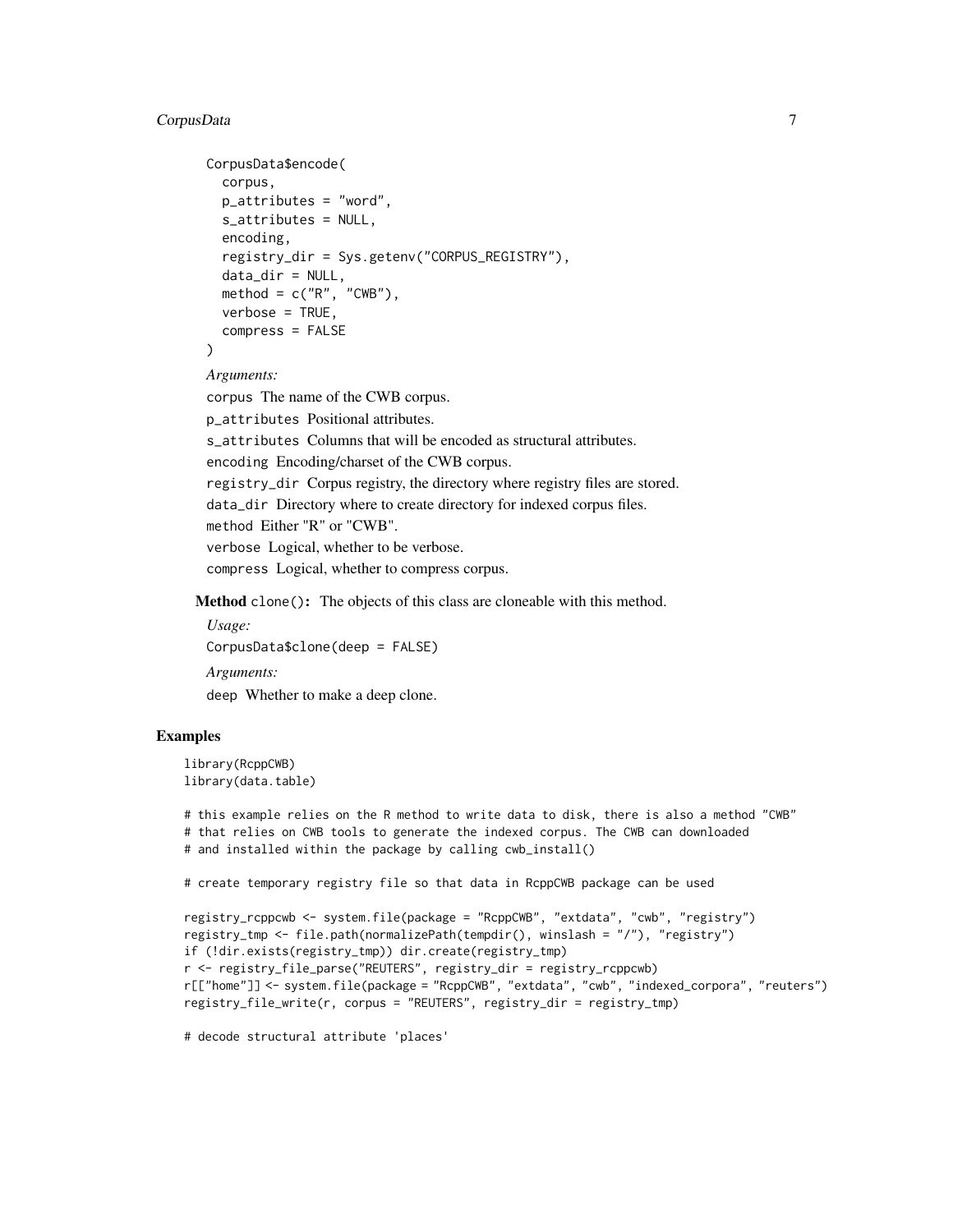```
CorpusData$encode(
  corpus,
  p_attributes = "word",
  s_attributes = NULL,
  encoding,
  registry_dir = Sys.getenv("CORPUS_REGISTRY"),
  data_dir = NULL,
  method = c("R", "CWB"),
  verbose = TRUE,
  compress = FALSE
)
```

*Arguments:*

`corpus` The name of the CWB corpus.

`p_attributes` Positional attributes.

`s_attributes` Columns that will be encoded as structural attributes.

`encoding` Encoding/charset of the CWB corpus.

`registry_dir` Corpus registry, the directory where registry files are stored.

`data_dir` Directory where to create directory for indexed corpus files.

`method` Either "R" or "CWB".

`verbose` Logical, whether to be verbose.

`compress` Logical, whether to compress corpus.

**Method** `clone()`**:** The objects of this class are cloneable with this method.

*Usage:*

```
CorpusData$clone(deep = FALSE)
```

*Arguments:*

`deep` Whether to make a deep clone.

## Examples

```
library(RcppCWB)
library(data.table)

# this example relies on the R method to write data to disk, there is also a method "CWB"
# that relies on CWB tools to generate the indexed corpus. The CWB can downloaded
# and installed within the package by calling cwb_install()

# create temporary registry file so that data in RcppCWB package can be used

registry_rcppcwb <- system.file(package = "RcppCWB", "extdata", "cwb", "registry")
registry_tmp <- file.path(normalizePath(tempdir(), winslash = "/"), "registry")
if (!dir.exists(registry_tmp)) dir.create(registry_tmp)
r <- registry_file_parse("REUTERS", registry_dir = registry_rcppcwb)
r[["home"]] <- system.file(package = "RcppCWB", "extdata", "cwb", "indexed_corpora", "reuters")
registry_file_write(r, corpus = "REUTERS", registry_dir = registry_tmp)

# decode structural attribute 'places'
```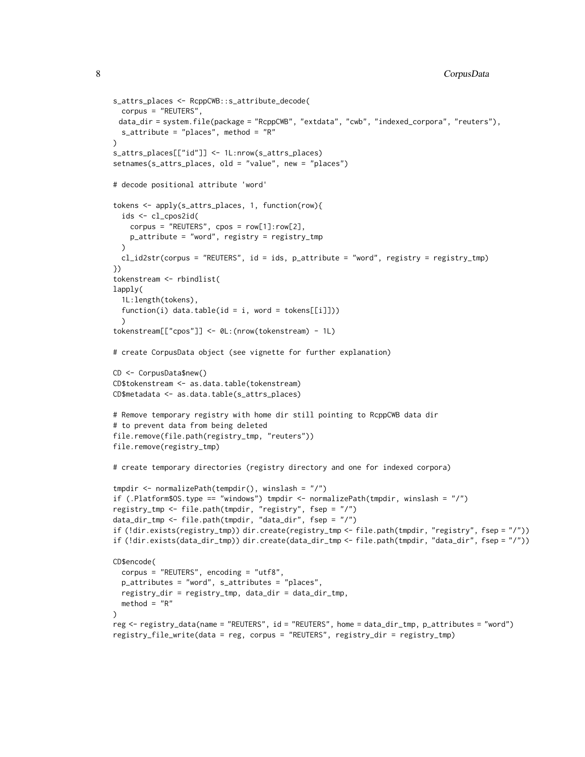```
s_attrs_places <- RcppCWB::s_attribute_decode(
  corpus = "REUTERS",
  data_dir = system.file(package = "RcppCWB", "extdata", "cwb", "indexed_corpora", "reuters"),
  s_attribute = "places", method = "R"
)
s_attrs_places[["id"]] <- 1L:nrow(s_attrs_places)
setnames(s_attrs_places, old = "value", new = "places")

# decode positional attribute 'word'

tokens <- apply(s_attrs_places, 1, function(row){
  ids <- cl_cpos2id(
    corpus = "REUTERS", cpos = row[1]:row[2],
    p_attribute = "word", registry = registry_tmp
  )
  cl_id2str(corpus = "REUTERS", id = ids, p_attribute = "word", registry = registry_tmp)
})
tokenstream <- rbindlist(
lapply(
  1L:length(tokens),
  function(i) data.table(id = i, word = tokens[[i]]))
  )
tokenstream[["cpos"]] <- 0L:(nrow(tokenstream) - 1L)

# create CorpusData object (see vignette for further explanation)

CD <- CorpusData$new()
CD$tokenstream <- as.data.table(tokenstream)
CD$metadata <- as.data.table(s_attrs_places)

# Remove temporary registry with home dir still pointing to RcppCWB data dir
# to prevent data from being deleted
file.remove(file.path(registry_tmp, "reuters"))
file.remove(registry_tmp)

# create temporary directories (registry directory and one for indexed corpora)

tmpdir <- normalizePath(tempdir(), winslash = "/")
if (.Platform$OS.type == "windows") tmpdir <- normalizePath(tmpdir, winslash = "/")
registry_tmp <- file.path(tmpdir, "registry", fsep = "/")
data_dir_tmp <- file.path(tmpdir, "data_dir", fsep = "/")
if (!dir.exists(registry_tmp)) dir.create(registry_tmp <- file.path(tmpdir, "registry", fsep = "/"))
if (!dir.exists(data_dir_tmp)) dir.create(data_dir_tmp <- file.path(tmpdir, "data_dir", fsep = "/"))

CD$encode(
  corpus = "REUTERS", encoding = "utf8",
  p_attributes = "word", s_attributes = "places",
  registry_dir = registry_tmp, data_dir = data_dir_tmp,
  method = "R"
)
reg <- registry_data(name = "REUTERS", id = "REUTERS", home = data_dir_tmp, p_attributes = "word")
registry_file_write(data = reg, corpus = "REUTERS", registry_dir = registry_tmp)
```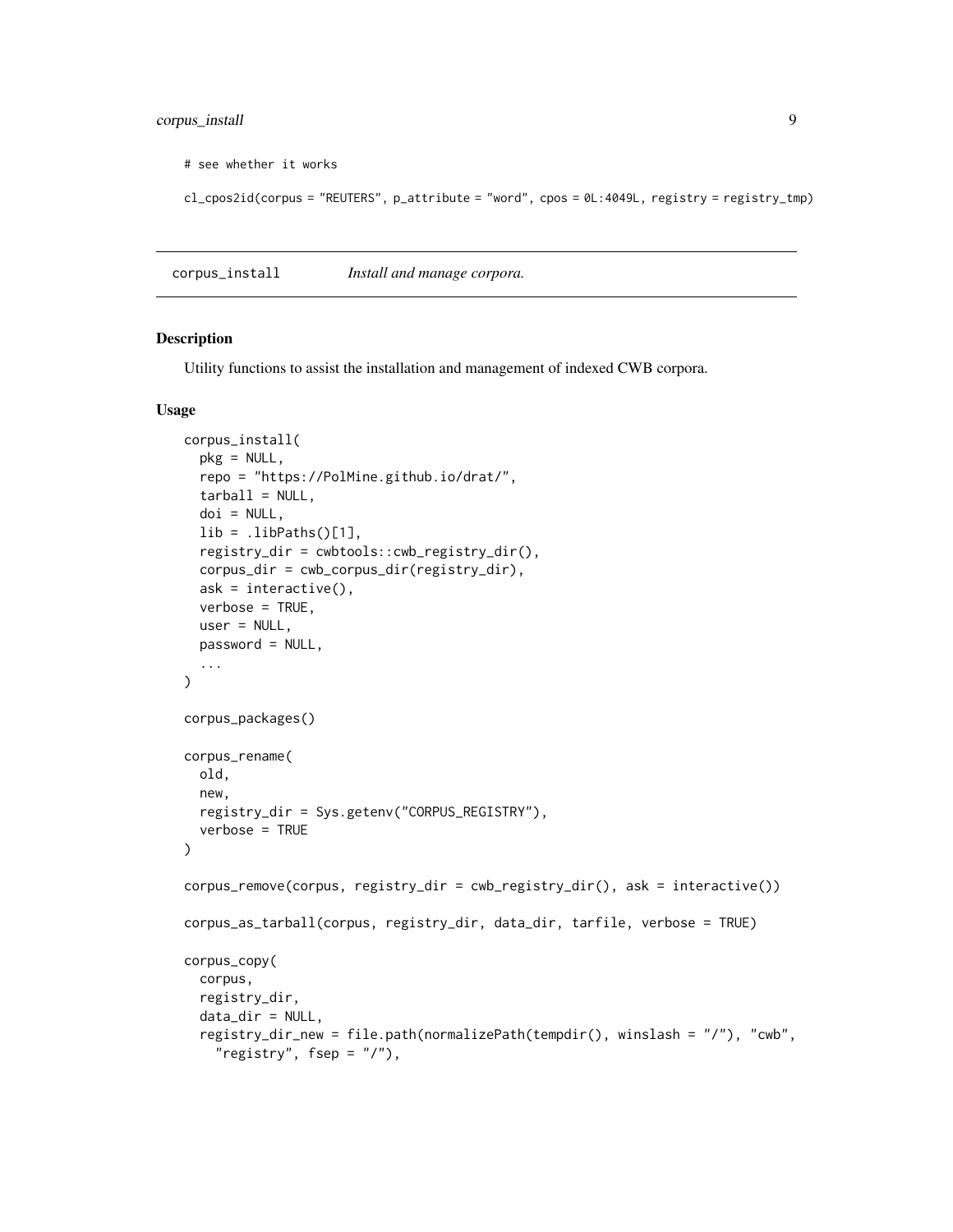```
# see whether it works

cl_cpos2id(corpus = "REUTERS", p_attribute = "word", cpos = 0L:4049L, registry = registry_tmp)
```

## corpus_install *Install and manage corpora.*

### Description

Utility functions to assist the installation and management of indexed CWB corpora.

### Usage

```
corpus_install(
  pkg = NULL,
  repo = "https://PolMine.github.io/drat/",
  tarball = NULL,
  doi = NULL,
  lib = .libPaths()[1],
  registry_dir = cwbtools::cwb_registry_dir(),
  corpus_dir = cwb_corpus_dir(registry_dir),
  ask = interactive(),
  verbose = TRUE,
  user = NULL,
  password = NULL,
  ...
)

corpus_packages()

corpus_rename(
  old,
  new,
  registry_dir = Sys.getenv("CORPUS_REGISTRY"),
  verbose = TRUE
)

corpus_remove(corpus, registry_dir = cwb_registry_dir(), ask = interactive())

corpus_as_tarball(corpus, registry_dir, data_dir, tarfile, verbose = TRUE)

corpus_copy(
  corpus,
  registry_dir,
  data_dir = NULL,
  registry_dir_new = file.path(normalizePath(tempdir(), winslash = "/"), "cwb",
    "registry", fsep = "/"),
```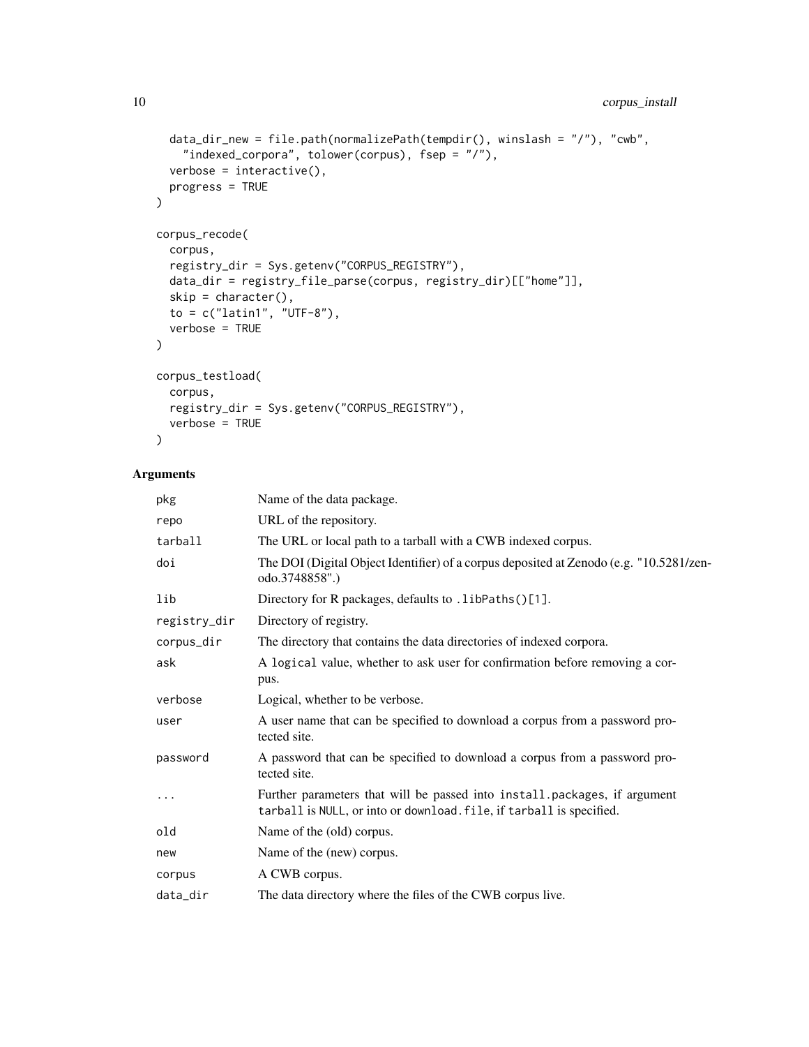```
  data_dir_new = file.path(normalizePath(tempdir(), winslash = "/"), "cwb",
    "indexed_corpora", tolower(corpus), fsep = "/"),
  verbose = interactive(),
  progress = TRUE
)

corpus_recode(
  corpus,
  registry_dir = Sys.getenv("CORPUS_REGISTRY"),
  data_dir = registry_file_parse(corpus, registry_dir)[["home"]],
  skip = character(),
  to = c("latin1", "UTF-8"),
  verbose = TRUE
)

corpus_testload(
  corpus,
  registry_dir = Sys.getenv("CORPUS_REGISTRY"),
  verbose = TRUE
)
```

## Arguments

| | |
|---|---|
| `pkg` | Name of the data package. |
| `repo` | URL of the repository. |
| `tarball` | The URL or local path to a tarball with a CWB indexed corpus. |
| `doi` | The DOI (Digital Object Identifier) of a corpus deposited at Zenodo (e.g. "10.5281/zenodo.3748858".) |
| `lib` | Directory for R packages, defaults to `.libPaths()[1]`. |
| `registry_dir` | Directory of registry. |
| `corpus_dir` | The directory that contains the data directories of indexed corpora. |
| `ask` | A `logical` value, whether to ask user for confirmation before removing a corpus. |
| `verbose` | Logical, whether to be verbose. |
| `user` | A user name that can be specified to download a corpus from a password protected site. |
| `password` | A password that can be specified to download a corpus from a password protected site. |
| `...` | Further parameters that will be passed into `install.packages`, if argument `tarball` is `NULL`, or into or `download.file`, if `tarball` is specified. |
| `old` | Name of the (old) corpus. |
| `new` | Name of the (new) corpus. |
| `corpus` | A CWB corpus. |
| `data_dir` | The data directory where the files of the CWB corpus live. |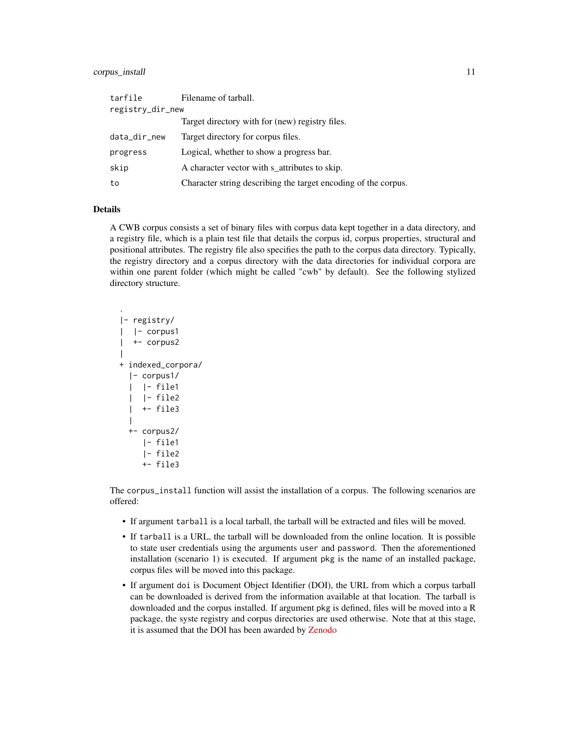| | |
|---|---|
| `tarfile` | Filename of tarball. |
| `registry_dir_new` | Target directory with for (new) registry files. |
| `data_dir_new` | Target directory for corpus files. |
| `progress` | Logical, whether to show a progress bar. |
| `skip` | A character vector with s_attributes to skip. |
| `to` | Character string describing the target encoding of the corpus. |

### Details

A CWB corpus consists a set of binary files with corpus data kept together in a data directory, and a registry file, which is a plain test file that details the corpus id, corpus properties, structural and positional attributes. The registry file also specifies the path to the corpus data directory. Typically, the registry directory and a corpus directory with the data directories for individual corpora are within one parent folder (which might be called "cwb" by default). See the following stylized directory structure.

```
.
|- registry/
|  |- corpus1
|  +- corpus2
|
+ indexed_corpora/
  |- corpus1/
  |  |- file1
  |  |- file2
  |  +- file3
  |
  +- corpus2/
     |- file1
     |- file2
     +- file3
```

The `corpus_install` function will assist the installation of a corpus. The following scenarios are offered:

- If argument `tarball` is a local tarball, the tarball will be extracted and files will be moved.
- If `tarball` is a URL, the tarball will be downloaded from the online location. It is possible to state user credentials using the arguments `user` and `password`. Then the aforementioned installation (scenario 1) is executed. If argument `pkg` is the name of an installed package, corpus files will be moved into this package.
- If argument `doi` is Document Object Identifier (DOI), the URL from which a corpus tarball can be downloaded is derived from the information available at that location. The tarball is downloaded and the corpus installed. If argument `pkg` is defined, files will be moved into a R package, the syste registry and corpus directories are used otherwise. Note that at this stage, it is assumed that the DOI has been awarded by Zenodo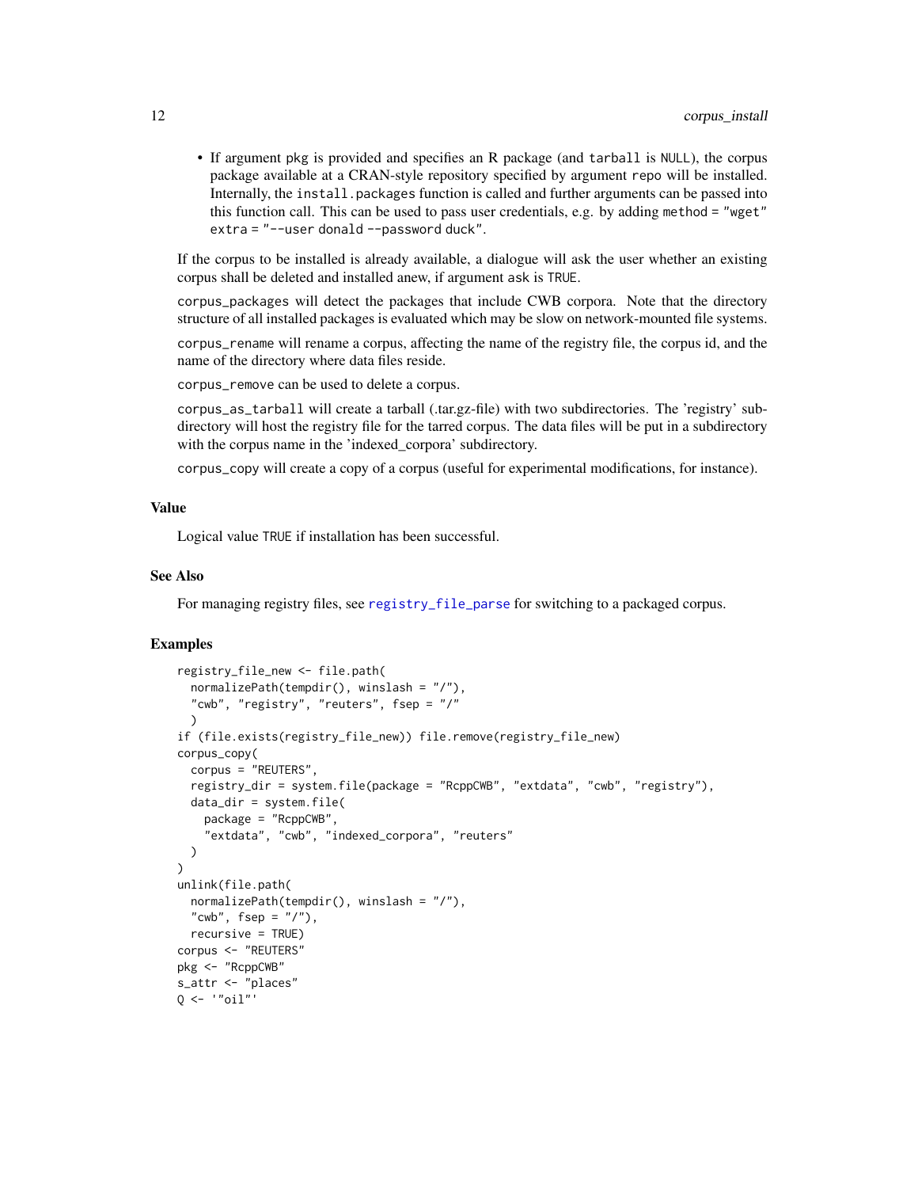- If argument pkg is provided and specifies an R package (and tarball is NULL), the corpus package available at a CRAN-style repository specified by argument repo will be installed. Internally, the install.packages function is called and further arguments can be passed into this function call. This can be used to pass user credentials, e.g. by adding method = "wget" extra = "--user donald --password duck".

If the corpus to be installed is already available, a dialogue will ask the user whether an existing corpus shall be deleted and installed anew, if argument ask is TRUE.

corpus_packages will detect the packages that include CWB corpora. Note that the directory structure of all installed packages is evaluated which may be slow on network-mounted file systems.

corpus_rename will rename a corpus, affecting the name of the registry file, the corpus id, and the name of the directory where data files reside.

corpus_remove can be used to delete a corpus.

corpus_as_tarball will create a tarball (.tar.gz-file) with two subdirectories. The 'registry' subdirectory will host the registry file for the tarred corpus. The data files will be put in a subdirectory with the corpus name in the 'indexed_corpora' subdirectory.

corpus_copy will create a copy of a corpus (useful for experimental modifications, for instance).

### Value

Logical value TRUE if installation has been successful.

### See Also

For managing registry files, see registry_file_parse for switching to a packaged corpus.

### Examples

```
registry_file_new <- file.path(
  normalizePath(tempdir(), winslash = "/"),
  "cwb", "registry", "reuters", fsep = "/"
  )
if (file.exists(registry_file_new)) file.remove(registry_file_new)
corpus_copy(
  corpus = "REUTERS",
  registry_dir = system.file(package = "RcppCWB", "extdata", "cwb", "registry"),
  data_dir = system.file(
    package = "RcppCWB",
    "extdata", "cwb", "indexed_corpora", "reuters"
  )
)
unlink(file.path(
  normalizePath(tempdir(), winslash = "/"),
  "cwb", fsep = "/"),
  recursive = TRUE)
corpus <- "REUTERS"
pkg <- "RcppCWB"
s_attr <- "places"
Q <- '"oil"'
```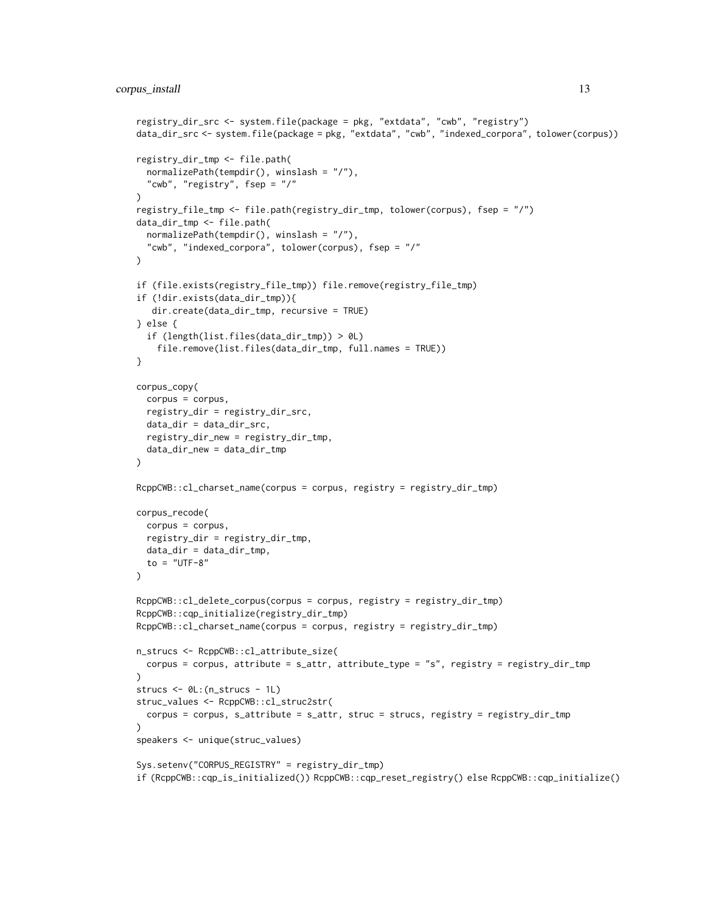```
registry_dir_src <- system.file(package = pkg, "extdata", "cwb", "registry")
data_dir_src <- system.file(package = pkg, "extdata", "cwb", "indexed_corpora", tolower(corpus))

registry_dir_tmp <- file.path(
  normalizePath(tempdir(), winslash = "/"),
  "cwb", "registry", fsep = "/"
)
registry_file_tmp <- file.path(registry_dir_tmp, tolower(corpus), fsep = "/")
data_dir_tmp <- file.path(
  normalizePath(tempdir(), winslash = "/"),
  "cwb", "indexed_corpora", tolower(corpus), fsep = "/"
)

if (file.exists(registry_file_tmp)) file.remove(registry_file_tmp)
if (!dir.exists(data_dir_tmp)){
   dir.create(data_dir_tmp, recursive = TRUE)
} else {
  if (length(list.files(data_dir_tmp)) > 0L)
    file.remove(list.files(data_dir_tmp, full.names = TRUE))
}

corpus_copy(
  corpus = corpus,
  registry_dir = registry_dir_src,
  data_dir = data_dir_src,
  registry_dir_new = registry_dir_tmp,
  data_dir_new = data_dir_tmp
)

RcppCWB::cl_charset_name(corpus = corpus, registry = registry_dir_tmp)

corpus_recode(
  corpus = corpus,
  registry_dir = registry_dir_tmp,
  data_dir = data_dir_tmp,
  to = "UTF-8"
)

RcppCWB::cl_delete_corpus(corpus = corpus, registry = registry_dir_tmp)
RcppCWB::cqp_initialize(registry_dir_tmp)
RcppCWB::cl_charset_name(corpus = corpus, registry = registry_dir_tmp)

n_strucs <- RcppCWB::cl_attribute_size(
  corpus = corpus, attribute = s_attr, attribute_type = "s", registry = registry_dir_tmp
)
strucs <- 0L:(n_strucs - 1L)
struc_values <- RcppCWB::cl_struc2str(
  corpus = corpus, s_attribute = s_attr, struc = strucs, registry = registry_dir_tmp
)
speakers <- unique(struc_values)

Sys.setenv("CORPUS_REGISTRY" = registry_dir_tmp)
if (RcppCWB::cqp_is_initialized()) RcppCWB::cqp_reset_registry() else RcppCWB::cqp_initialize()
```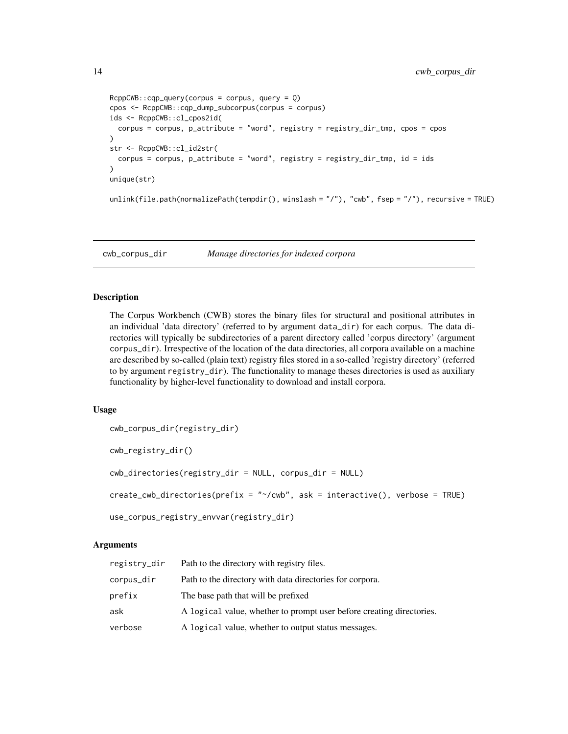```
RcppCWB::cqp_query(corpus = corpus, query = Q)
cpos <- RcppCWB::cqp_dump_subcorpus(corpus = corpus)
ids <- RcppCWB::cl_cpos2id(
  corpus = corpus, p_attribute = "word", registry = registry_dir_tmp, cpos = cpos
)
str <- RcppCWB::cl_id2str(
  corpus = corpus, p_attribute = "word", registry = registry_dir_tmp, id = ids
)
unique(str)

unlink(file.path(normalizePath(tempdir(), winslash = "/"), "cwb", fsep = "/"), recursive = TRUE)
```

---

## cwb_corpus_dir *Manage directories for indexed corpora*

---

### Description

The Corpus Workbench (CWB) stores the binary files for structural and positional attributes in an individual 'data directory' (referred to by argument `data_dir`) for each corpus. The data directories will typically be subdirectories of a parent directory called 'corpus directory' (argument `corpus_dir`). Irrespective of the location of the data directories, all corpora available on a machine are described by so-called (plain text) registry files stored in a so-called 'registry directory' (referred to by argument `registry_dir`). The functionality to manage theses directories is used as auxiliary functionality by higher-level functionality to download and install corpora.

### Usage

```
cwb_corpus_dir(registry_dir)

cwb_registry_dir()

cwb_directories(registry_dir = NULL, corpus_dir = NULL)

create_cwb_directories(prefix = "~/cwb", ask = interactive(), verbose = TRUE)

use_corpus_registry_envvar(registry_dir)
```

### Arguments

| | |
|---|---|
| `registry_dir` | Path to the directory with registry files. |
| `corpus_dir` | Path to the directory with data directories for corpora. |
| `prefix` | The base path that will be prefixed |
| `ask` | A `logical` value, whether to prompt user before creating directories. |
| `verbose` | A `logical` value, whether to output status messages. |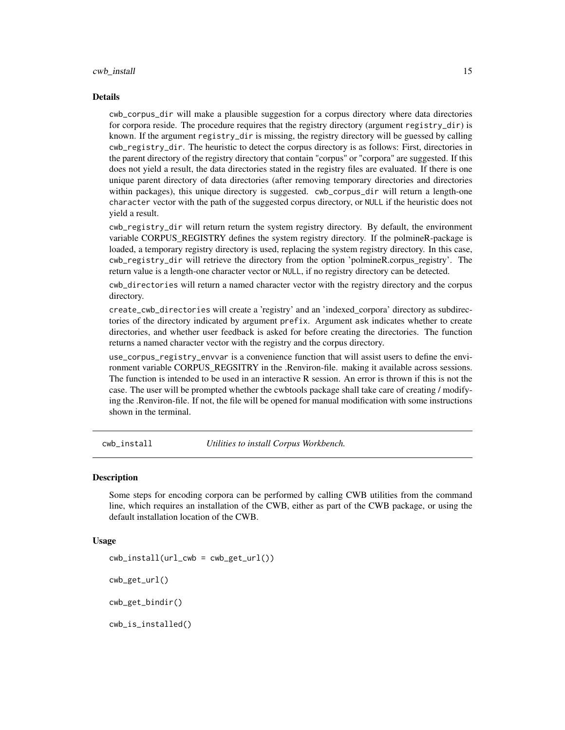### Details

`cwb_corpus_dir` will make a plausible suggestion for a corpus directory where data directories for corpora reside. The procedure requires that the registry directory (argument `registry_dir`) is known. If the argument `registry_dir` is missing, the registry directory will be guessed by calling `cwb_registry_dir`. The heuristic to detect the corpus directory is as follows: First, directories in the parent directory of the registry directory that contain "corpus" or "corpora" are suggested. If this does not yield a result, the data directories stated in the registry files are evaluated. If there is one unique parent directory of data directories (after removing temporary directories and directories within packages), this unique directory is suggested. `cwb_corpus_dir` will return a length-one `character` vector with the path of the suggested corpus directory, or `NULL` if the heuristic does not yield a result.

`cwb_registry_dir` will return return the system registry directory. By default, the environment variable CORPUS_REGISTRY defines the system registry directory. If the polmineR-package is loaded, a temporary registry directory is used, replacing the system registry directory. In this case, `cwb_registry_dir` will retrieve the directory from the option 'polmineR.corpus_registry'. The return value is a length-one character vector or `NULL`, if no registry directory can be detected.

`cwb_directories` will return a named character vector with the registry directory and the corpus directory.

`create_cwb_directories` will create a 'registry' and an 'indexed_corpora' directory as subdirectories of the directory indicated by argument `prefix`. Argument `ask` indicates whether to create directories, and whether user feedback is asked for before creating the directories. The function returns a named character vector with the registry and the corpus directory.

`use_corpus_registry_envvar` is a convenience function that will assist users to define the environment variable CORPUS_REGSITRY in the .Renviron-file. making it available across sessions. The function is intended to be used in an interactive R session. An error is thrown if this is not the case. The user will be prompted whether the cwbtools package shall take care of creating / modifying the .Renviron-file. If not, the file will be opened for manual modification with some instructions shown in the terminal.

---

## `cwb_install` *Utilities to install Corpus Workbench.*

---

### Description

Some steps for encoding corpora can be performed by calling CWB utilities from the command line, which requires an installation of the CWB, either as part of the CWB package, or using the default installation location of the CWB.

### Usage

```
cwb_install(url_cwb = cwb_get_url())

cwb_get_url()

cwb_get_bindir()

cwb_is_installed()
```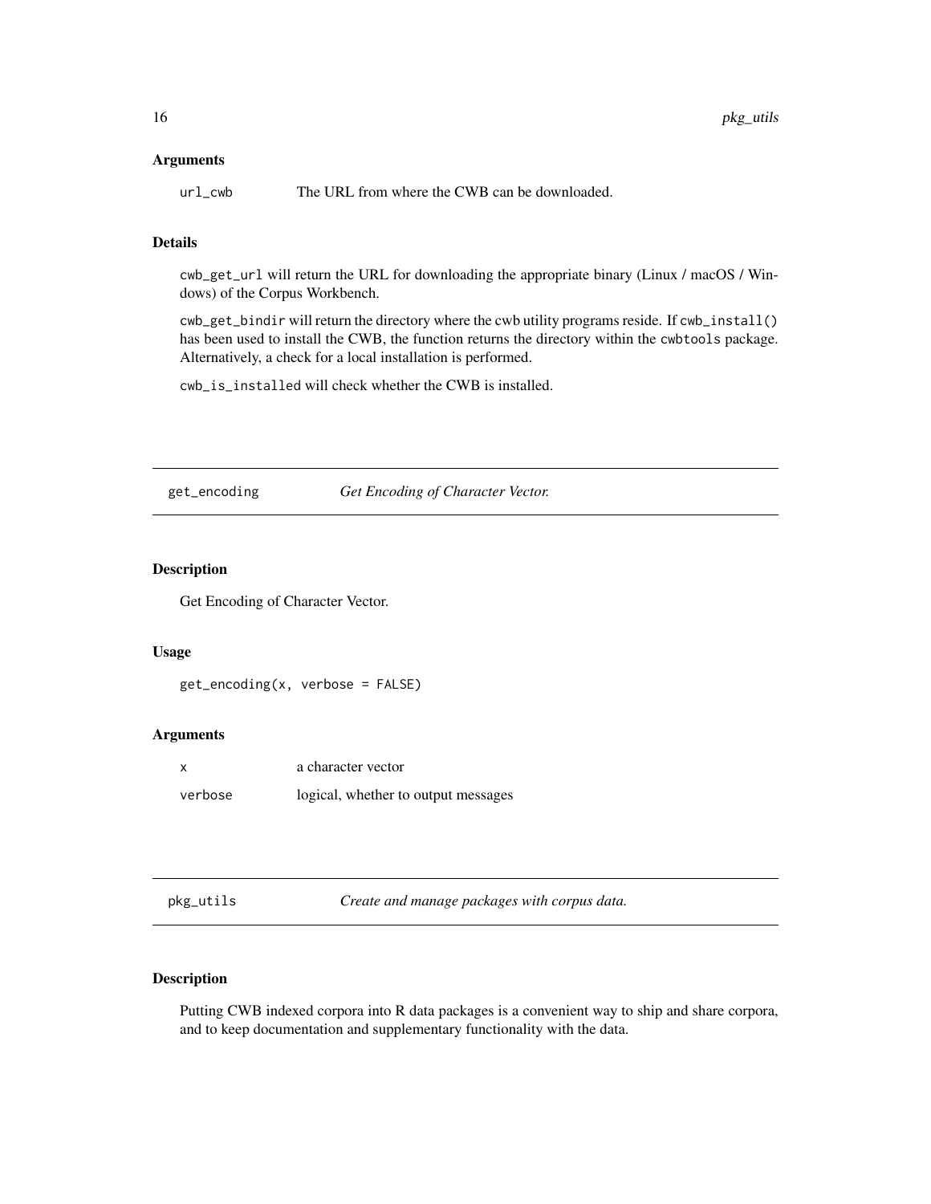### Arguments

| | |
|---|---|
| `url_cwb` | The URL from where the CWB can be downloaded. |

### Details

`cwb_get_url` will return the URL for downloading the appropriate binary (Linux / macOS / Windows) of the Corpus Workbench.

`cwb_get_bindir` will return the directory where the cwb utility programs reside. If `cwb_install()` has been used to install the CWB, the function returns the directory within the `cwbtools` package. Alternatively, a check for a local installation is performed.

`cwb_is_installed` will check whether the CWB is installed.

---

## get_encoding — *Get Encoding of Character Vector.*

---

### Description

Get Encoding of Character Vector.

### Usage

```
get_encoding(x, verbose = FALSE)
```

### Arguments

| | |
|---|---|
| `x` | a character vector |
| `verbose` | logical, whether to output messages |

---

## pkg_utils — *Create and manage packages with corpus data.*

---

### Description

Putting CWB indexed corpora into R data packages is a convenient way to ship and share corpora, and to keep documentation and supplementary functionality with the data.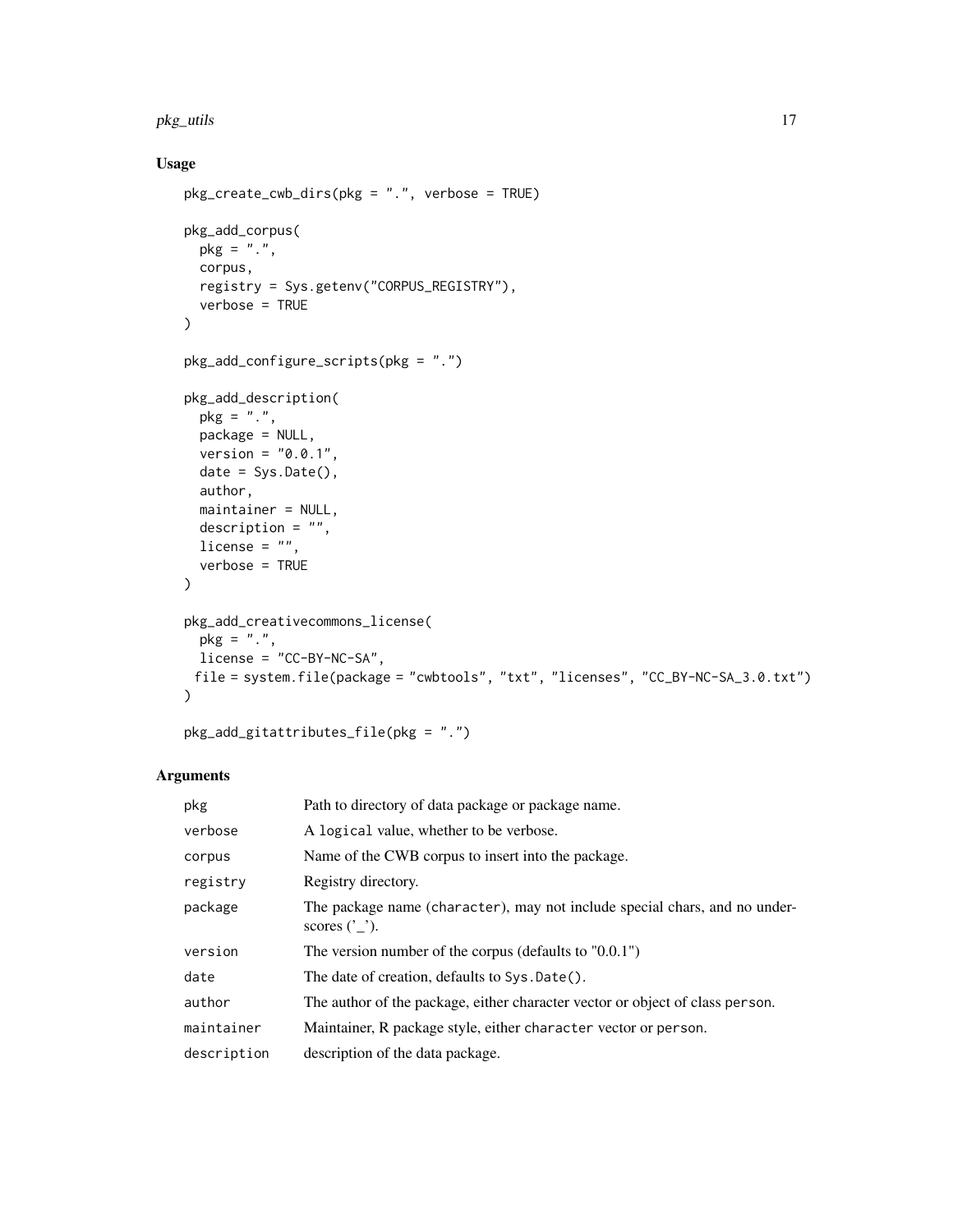## Usage

```
pkg_create_cwb_dirs(pkg = ".", verbose = TRUE)

pkg_add_corpus(
  pkg = ".",
  corpus,
  registry = Sys.getenv("CORPUS_REGISTRY"),
  verbose = TRUE
)

pkg_add_configure_scripts(pkg = ".")

pkg_add_description(
  pkg = ".",
  package = NULL,
  version = "0.0.1",
  date = Sys.Date(),
  author,
  maintainer = NULL,
  description = "",
  license = "",
  verbose = TRUE
)

pkg_add_creativecommons_license(
  pkg = ".",
  license = "CC-BY-NC-SA",
 file = system.file(package = "cwbtools", "txt", "licenses", "CC_BY-NC-SA_3.0.txt")
)

pkg_add_gitattributes_file(pkg = ".")
```

## Arguments

| | |
|---|---|
| `pkg` | Path to directory of data package or package name. |
| `verbose` | A `logical` value, whether to be verbose. |
| `corpus` | Name of the CWB corpus to insert into the package. |
| `registry` | Registry directory. |
| `package` | The package name (`character`), may not include special chars, and no underscores ('_'). |
| `version` | The version number of the corpus (defaults to "0.0.1") |
| `date` | The date of creation, defaults to `Sys.Date()`. |
| `author` | The author of the package, either character vector or object of class `person`. |
| `maintainer` | Maintainer, R package style, either `character` vector or `person`. |
| `description` | description of the data package. |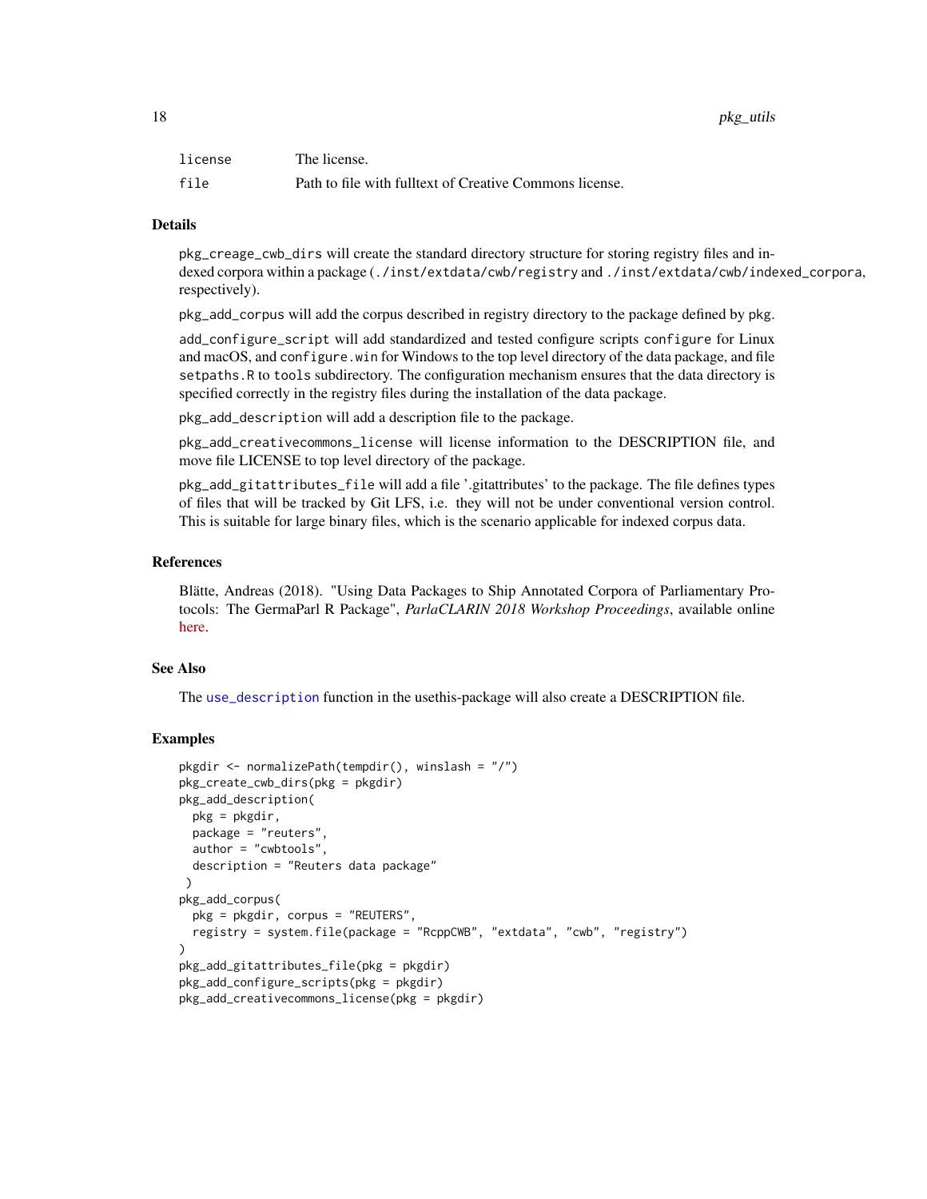| | |
|---|---|
| license | The license. |
| file | Path to file with fulltext of Creative Commons license. |

### Details

pkg_creage_cwb_dirs will create the standard directory structure for storing registry files and indexed corpora within a package (./inst/extdata/cwb/registry and ./inst/extdata/cwb/indexed_corpora, respectively).

pkg_add_corpus will add the corpus described in registry directory to the package defined by pkg.

add_configure_script will add standardized and tested configure scripts configure for Linux and macOS, and configure.win for Windows to the top level directory of the data package, and file setpaths.R to tools subdirectory. The configuration mechanism ensures that the data directory is specified correctly in the registry files during the installation of the data package.

pkg_add_description will add a description file to the package.

pkg_add_creativecommons_license will license information to the DESCRIPTION file, and move file LICENSE to top level directory of the package.

pkg_add_gitattributes_file will add a file '.gitattributes' to the package. The file defines types of files that will be tracked by Git LFS, i.e. they will not be under conventional version control. This is suitable for large binary files, which is the scenario applicable for indexed corpus data.

### References

Blätte, Andreas (2018). "Using Data Packages to Ship Annotated Corpora of Parliamentary Protocols: The GermaParl R Package", *ParlaCLARIN 2018 Workshop Proceedings*, available online here.

### See Also

The use_description function in the usethis-package will also create a DESCRIPTION file.

### Examples

```
pkgdir <- normalizePath(tempdir(), winslash = "/")
pkg_create_cwb_dirs(pkg = pkgdir)
pkg_add_description(
  pkg = pkgdir,
  package = "reuters",
  author = "cwbtools",
  description = "Reuters data package"
 )
pkg_add_corpus(
  pkg = pkgdir, corpus = "REUTERS",
  registry = system.file(package = "RcppCWB", "extdata", "cwb", "registry")
)
pkg_add_gitattributes_file(pkg = pkgdir)
pkg_add_configure_scripts(pkg = pkgdir)
pkg_add_creativecommons_license(pkg = pkgdir)
```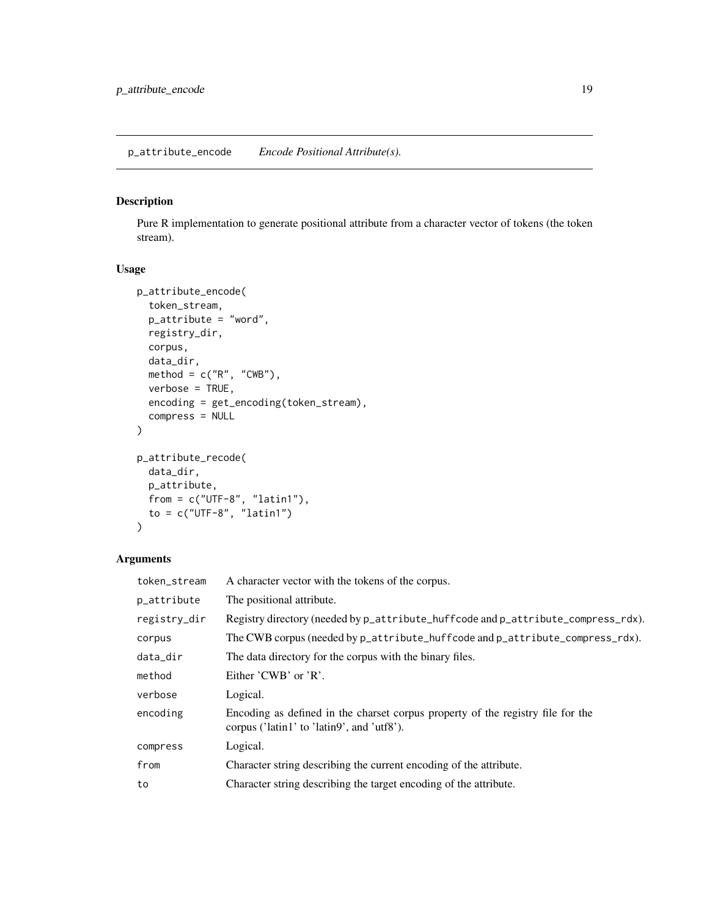p_attribute_encode *Encode Positional Attribute(s).*

## Description

Pure R implementation to generate positional attribute from a character vector of tokens (the token stream).

## Usage

```
p_attribute_encode(
  token_stream,
  p_attribute = "word",
  registry_dir,
  corpus,
  data_dir,
  method = c("R", "CWB"),
  verbose = TRUE,
  encoding = get_encoding(token_stream),
  compress = NULL
)

p_attribute_recode(
  data_dir,
  p_attribute,
  from = c("UTF-8", "latin1"),
  to = c("UTF-8", "latin1")
)
```

## Arguments

| | |
|---|---|
| token_stream | A character vector with the tokens of the corpus. |
| p_attribute | The positional attribute. |
| registry_dir | Registry directory (needed by p_attribute_huffcode and p_attribute_compress_rdx). |
| corpus | The CWB corpus (needed by p_attribute_huffcode and p_attribute_compress_rdx). |
| data_dir | The data directory for the corpus with the binary files. |
| method | Either 'CWB' or 'R'. |
| verbose | Logical. |
| encoding | Encoding as defined in the charset corpus property of the registry file for the corpus ('latin1' to 'latin9', and 'utf8'). |
| compress | Logical. |
| from | Character string describing the current encoding of the attribute. |
| to | Character string describing the target encoding of the attribute. |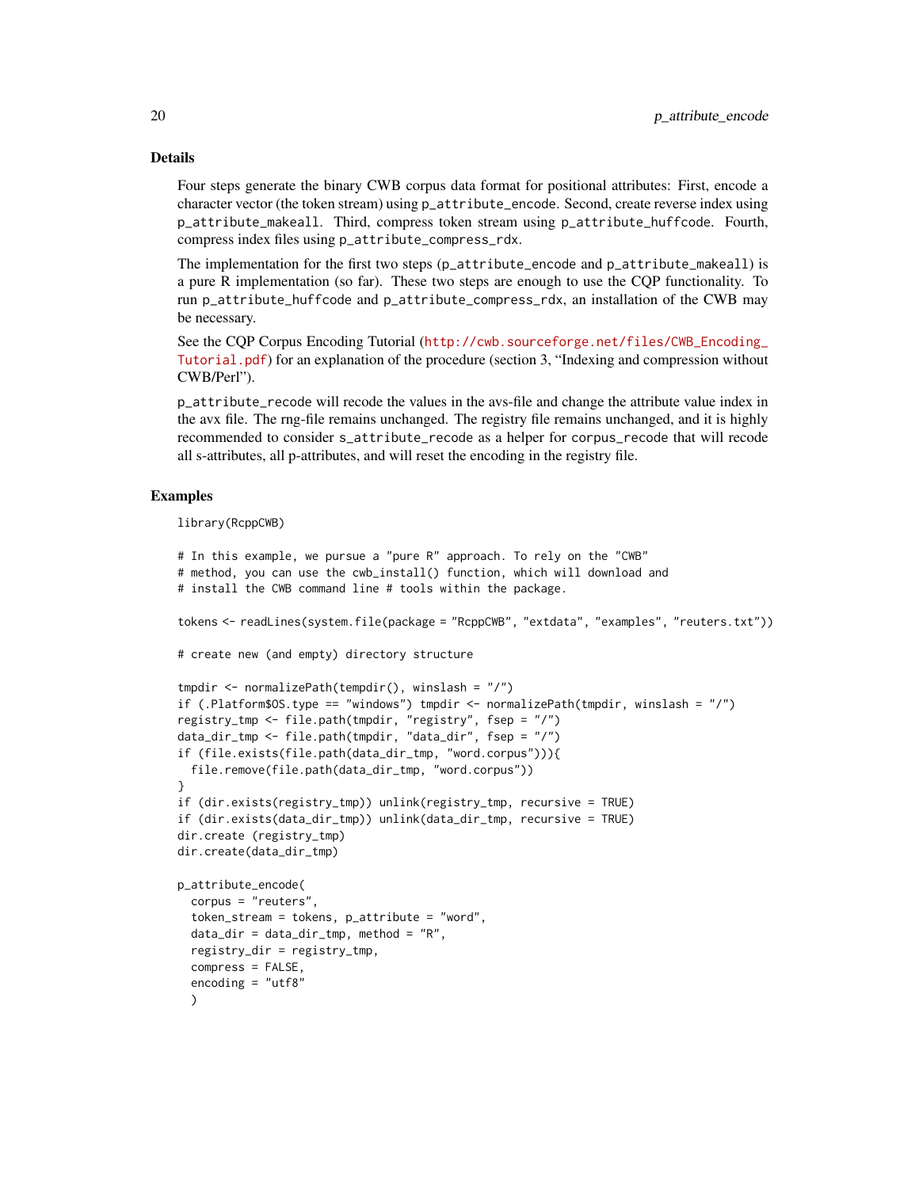## Details

Four steps generate the binary CWB corpus data format for positional attributes: First, encode a character vector (the token stream) using `p_attribute_encode`. Second, create reverse index using `p_attribute_makeall`. Third, compress token stream using `p_attribute_huffcode`. Fourth, compress index files using `p_attribute_compress_rdx`.

The implementation for the first two steps (`p_attribute_encode` and `p_attribute_makeall`) is a pure R implementation (so far). These two steps are enough to use the CQP functionality. To run `p_attribute_huffcode` and `p_attribute_compress_rdx`, an installation of the CWB may be necessary.

See the CQP Corpus Encoding Tutorial (http://cwb.sourceforge.net/files/CWB_Encoding_Tutorial.pdf) for an explanation of the procedure (section 3, "Indexing and compression without CWB/Perl").

`p_attribute_recode` will recode the values in the avs-file and change the attribute value index in the avx file. The rng-file remains unchanged. The registry file remains unchanged, and it is highly recommended to consider `s_attribute_recode` as a helper for `corpus_recode` that will recode all s-attributes, all p-attributes, and will reset the encoding in the registry file.

## Examples

```
library(RcppCWB)

# In this example, we pursue a "pure R" approach. To rely on the "CWB"
# method, you can use the cwb_install() function, which will download and
# install the CWB command line # tools within the package.

tokens <- readLines(system.file(package = "RcppCWB", "extdata", "examples", "reuters.txt"))

# create new (and empty) directory structure

tmpdir <- normalizePath(tempdir(), winslash = "/")
if (.Platform$OS.type == "windows") tmpdir <- normalizePath(tmpdir, winslash = "/")
registry_tmp <- file.path(tmpdir, "registry", fsep = "/")
data_dir_tmp <- file.path(tmpdir, "data_dir", fsep = "/")
if (file.exists(file.path(data_dir_tmp, "word.corpus"))){
  file.remove(file.path(data_dir_tmp, "word.corpus"))
}
if (dir.exists(registry_tmp)) unlink(registry_tmp, recursive = TRUE)
if (dir.exists(data_dir_tmp)) unlink(data_dir_tmp, recursive = TRUE)
dir.create (registry_tmp)
dir.create(data_dir_tmp)

p_attribute_encode(
  corpus = "reuters",
  token_stream = tokens, p_attribute = "word",
  data_dir = data_dir_tmp, method = "R",
  registry_dir = registry_tmp,
  compress = FALSE,
  encoding = "utf8"
  )
```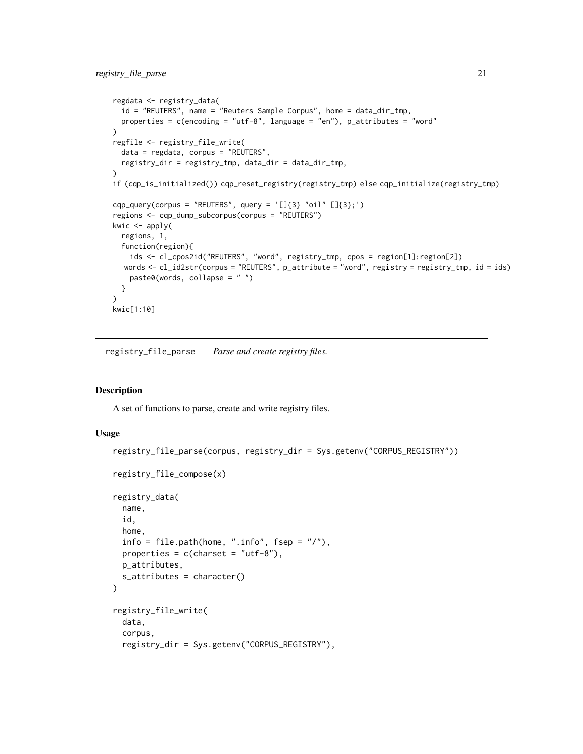```
regdata <- registry_data(
  id = "REUTERS", name = "Reuters Sample Corpus", home = data_dir_tmp,
  properties = c(encoding = "utf-8", language = "en"), p_attributes = "word"
)
regfile <- registry_file_write(
  data = regdata, corpus = "REUTERS",
  registry_dir = registry_tmp, data_dir = data_dir_tmp,
)
if (cqp_is_initialized()) cqp_reset_registry(registry_tmp) else cqp_initialize(registry_tmp)

cqp_query(corpus = "REUTERS", query = '[]{3} "oil" []{3};')
regions <- cqp_dump_subcorpus(corpus = "REUTERS")
kwic <- apply(
  regions, 1,
  function(region){
    ids <- cl_cpos2id("REUTERS", "word", registry_tmp, cpos = region[1]:region[2])
   words <- cl_id2str(corpus = "REUTERS", p_attribute = "word", registry = registry_tmp, id = ids)
    paste0(words, collapse = " ")
  }
)
kwic[1:10]
```

## registry_file_parse — *Parse and create registry files.*

### Description

A set of functions to parse, create and write registry files.

### Usage

```
registry_file_parse(corpus, registry_dir = Sys.getenv("CORPUS_REGISTRY"))

registry_file_compose(x)

registry_data(
  name,
  id,
  home,
  info = file.path(home, ".info", fsep = "/"),
  properties = c(charset = "utf-8"),
  p_attributes,
  s_attributes = character()
)

registry_file_write(
  data,
  corpus,
  registry_dir = Sys.getenv("CORPUS_REGISTRY"),
```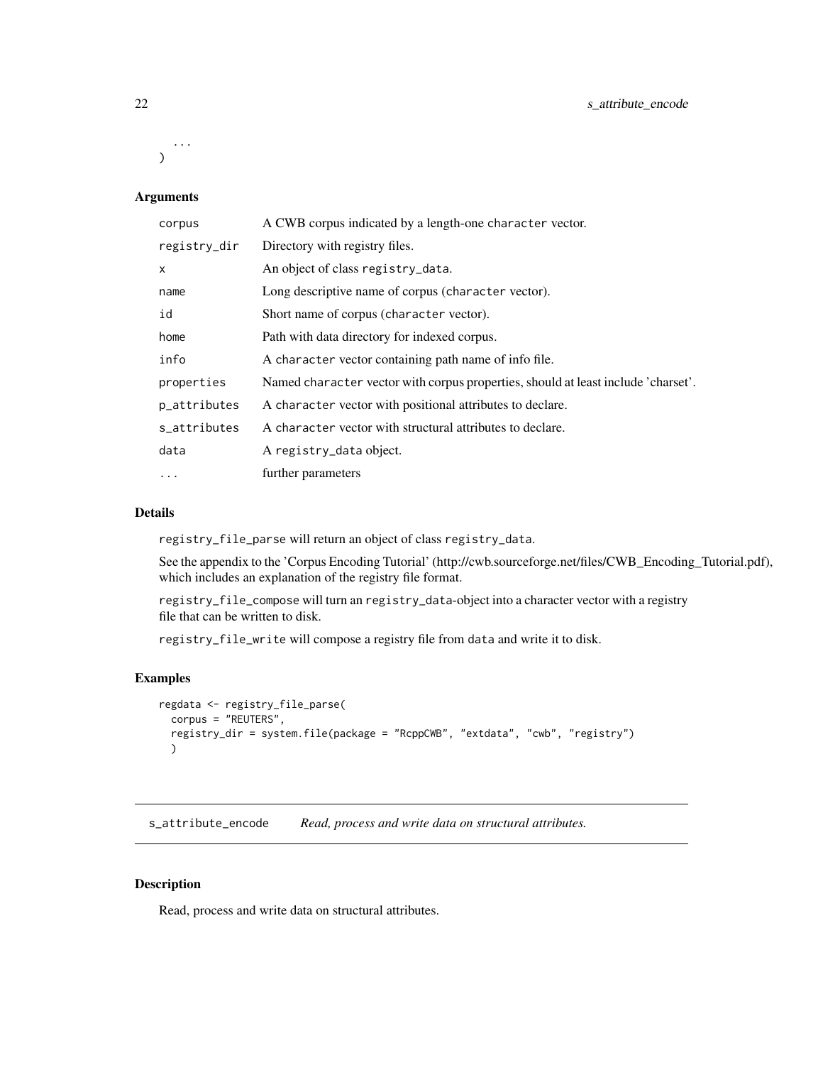```
  ...
)
```

### Arguments

| | |
|---|---|
| corpus | A CWB corpus indicated by a length-one character vector. |
| registry_dir | Directory with registry files. |
| x | An object of class registry_data. |
| name | Long descriptive name of corpus (character vector). |
| id | Short name of corpus (character vector). |
| home | Path with data directory for indexed corpus. |
| info | A character vector containing path name of info file. |
| properties | Named character vector with corpus properties, should at least include 'charset'. |
| p_attributes | A character vector with positional attributes to declare. |
| s_attributes | A character vector with structural attributes to declare. |
| data | A registry_data object. |
| ... | further parameters |

### Details

registry_file_parse will return an object of class registry_data.

See the appendix to the 'Corpus Encoding Tutorial' (http://cwb.sourceforge.net/files/CWB_Encoding_Tutorial.pdf), which includes an explanation of the registry file format.

registry_file_compose will turn an registry_data-object into a character vector with a registry file that can be written to disk.

registry_file_write will compose a registry file from data and write it to disk.

### Examples

```
regdata <- registry_file_parse(
  corpus = "REUTERS",
  registry_dir = system.file(package = "RcppCWB", "extdata", "cwb", "registry")
  )
```

---

## s_attribute_encode    *Read, process and write data on structural attributes.*

---

### Description

Read, process and write data on structural attributes.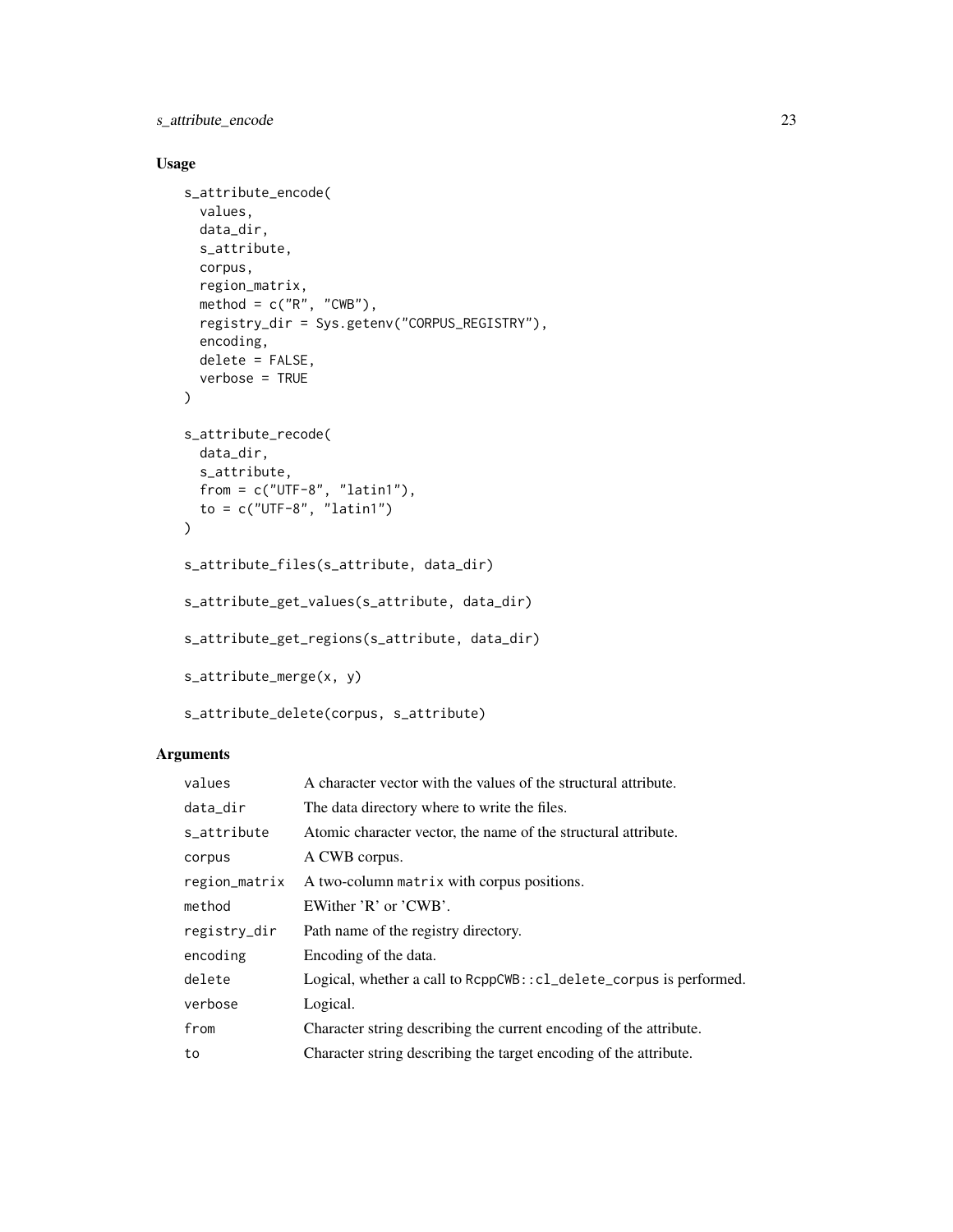## Usage

```
s_attribute_encode(
  values,
  data_dir,
  s_attribute,
  corpus,
  region_matrix,
  method = c("R", "CWB"),
  registry_dir = Sys.getenv("CORPUS_REGISTRY"),
  encoding,
  delete = FALSE,
  verbose = TRUE
)

s_attribute_recode(
  data_dir,
  s_attribute,
  from = c("UTF-8", "latin1"),
  to = c("UTF-8", "latin1")
)

s_attribute_files(s_attribute, data_dir)

s_attribute_get_values(s_attribute, data_dir)

s_attribute_get_regions(s_attribute, data_dir)

s_attribute_merge(x, y)

s_attribute_delete(corpus, s_attribute)
```

## Arguments

| | |
|---|---|
| `values` | A character vector with the values of the structural attribute. |
| `data_dir` | The data directory where to write the files. |
| `s_attribute` | Atomic character vector, the name of the structural attribute. |
| `corpus` | A CWB corpus. |
| `region_matrix` | A two-column `matrix` with corpus positions. |
| `method` | EWither 'R' or 'CWB'. |
| `registry_dir` | Path name of the registry directory. |
| `encoding` | Encoding of the data. |
| `delete` | Logical, whether a call to `RcppCWB::cl_delete_corpus` is performed. |
| `verbose` | Logical. |
| `from` | Character string describing the current encoding of the attribute. |
| `to` | Character string describing the target encoding of the attribute. |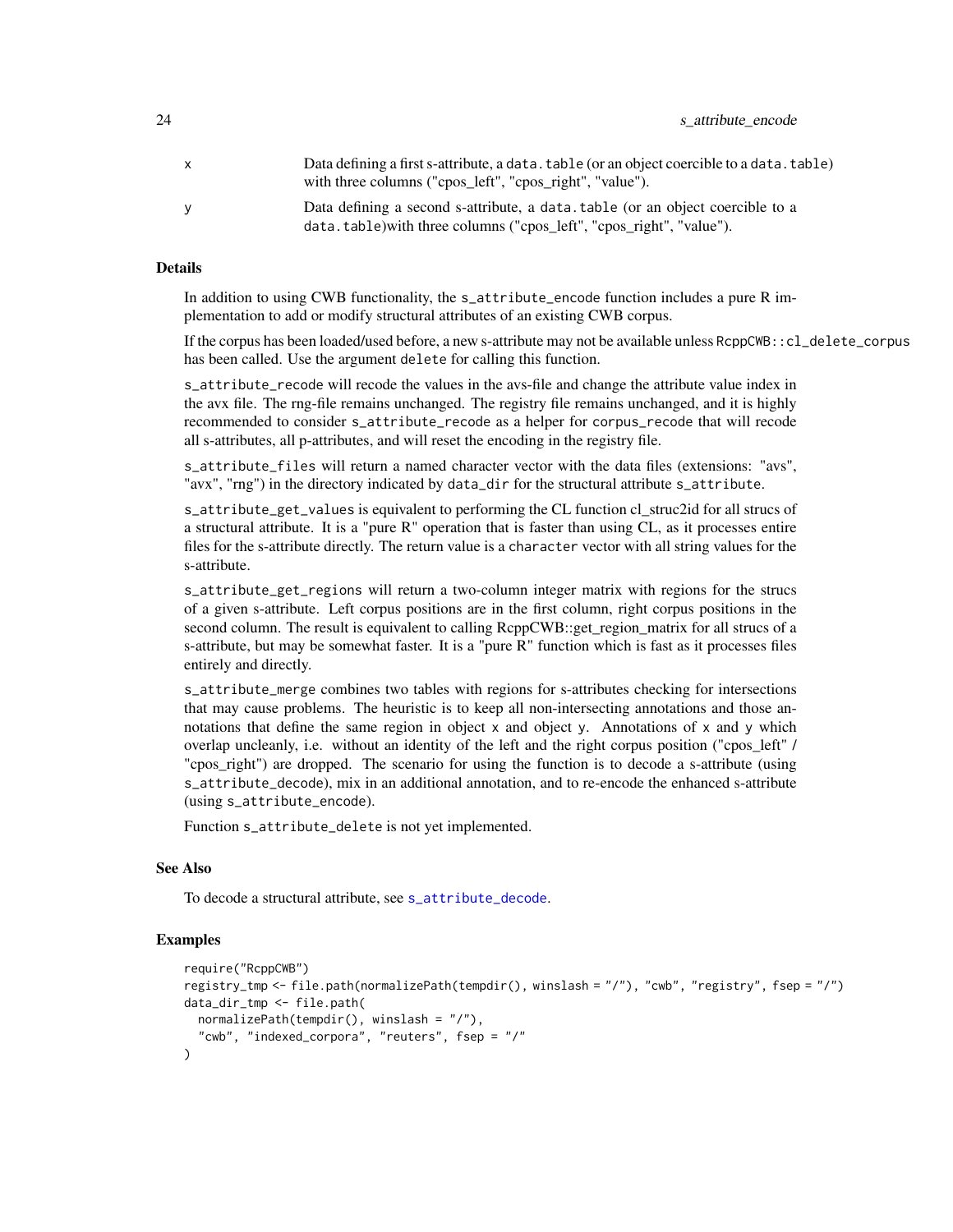| | |
|---|---|
| x | Data defining a first s-attribute, a `data.table` (or an object coercible to a `data.table`) with three columns ("cpos_left", "cpos_right", "value"). |
| y | Data defining a second s-attribute, a `data.table` (or an object coercible to a `data.table`)with three columns ("cpos_left", "cpos_right", "value"). |

### Details

In addition to using CWB functionality, the `s_attribute_encode` function includes a pure R implementation to add or modify structural attributes of an existing CWB corpus.

If the corpus has been loaded/used before, a new s-attribute may not be available unless `RcppCWB::cl_delete_corpus` has been called. Use the argument `delete` for calling this function.

`s_attribute_recode` will recode the values in the avs-file and change the attribute value index in the avx file. The rng-file remains unchanged. The registry file remains unchanged, and it is highly recommended to consider `s_attribute_recode` as a helper for `corpus_recode` that will recode all s-attributes, all p-attributes, and will reset the encoding in the registry file.

`s_attribute_files` will return a named character vector with the data files (extensions: "avs", "avx", "rng") in the directory indicated by `data_dir` for the structural attribute `s_attribute`.

`s_attribute_get_values` is equivalent to performing the CL function cl_struc2id for all strucs of a structural attribute. It is a "pure R" operation that is faster than using CL, as it processes entire files for the s-attribute directly. The return value is a `character` vector with all string values for the s-attribute.

`s_attribute_get_regions` will return a two-column integer matrix with regions for the strucs of a given s-attribute. Left corpus positions are in the first column, right corpus positions in the second column. The result is equivalent to calling RcppCWB::get_region_matrix for all strucs of a s-attribute, but may be somewhat faster. It is a "pure R" function which is fast as it processes files entirely and directly.

`s_attribute_merge` combines two tables with regions for s-attributes checking for intersections that may cause problems. The heuristic is to keep all non-intersecting annotations and those annotations that define the same region in object `x` and object `y`. Annotations of `x` and `y` which overlap uncleanly, i.e. without an identity of the left and the right corpus position ("cpos_left" / "cpos_right") are dropped. The scenario for using the function is to decode a s-attribute (using `s_attribute_decode`), mix in an additional annotation, and to re-encode the enhanced s-attribute (using `s_attribute_encode`).

Function `s_attribute_delete` is not yet implemented.

### See Also

To decode a structural attribute, see `s_attribute_decode`.

### Examples

```
require("RcppCWB")
registry_tmp <- file.path(normalizePath(tempdir(), winslash = "/"), "cwb", "registry", fsep = "/")
data_dir_tmp <- file.path(
  normalizePath(tempdir(), winslash = "/"),
  "cwb", "indexed_corpora", "reuters", fsep = "/"
)
```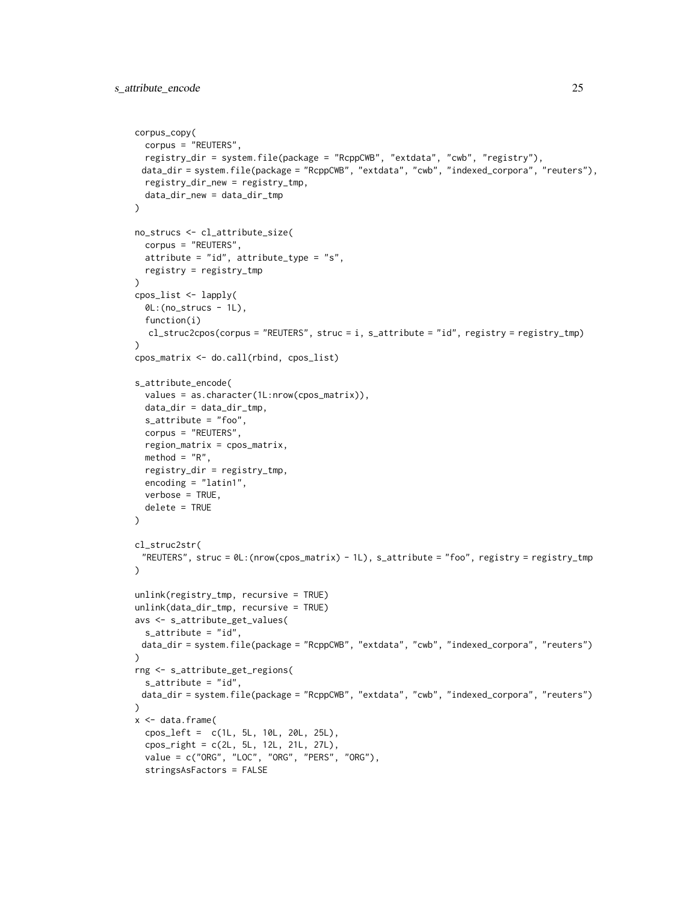```
corpus_copy(
  corpus = "REUTERS",
  registry_dir = system.file(package = "RcppCWB", "extdata", "cwb", "registry"),
  data_dir = system.file(package = "RcppCWB", "extdata", "cwb", "indexed_corpora", "reuters"),
  registry_dir_new = registry_tmp,
  data_dir_new = data_dir_tmp
)

no_strucs <- cl_attribute_size(
  corpus = "REUTERS",
  attribute = "id", attribute_type = "s",
  registry = registry_tmp
)
cpos_list <- lapply(
  0L:(no_strucs - 1L),
  function(i)
   cl_struc2cpos(corpus = "REUTERS", struc = i, s_attribute = "id", registry = registry_tmp)
)
cpos_matrix <- do.call(rbind, cpos_list)

s_attribute_encode(
  values = as.character(1L:nrow(cpos_matrix)),
  data_dir = data_dir_tmp,
  s_attribute = "foo",
  corpus = "REUTERS",
  region_matrix = cpos_matrix,
  method = "R",
  registry_dir = registry_tmp,
  encoding = "latin1",
  verbose = TRUE,
  delete = TRUE
)

cl_struc2str(
 "REUTERS", struc = 0L:(nrow(cpos_matrix) - 1L), s_attribute = "foo", registry = registry_tmp
)

unlink(registry_tmp, recursive = TRUE)
unlink(data_dir_tmp, recursive = TRUE)
avs <- s_attribute_get_values(
  s_attribute = "id",
  data_dir = system.file(package = "RcppCWB", "extdata", "cwb", "indexed_corpora", "reuters")
)
rng <- s_attribute_get_regions(
  s_attribute = "id",
  data_dir = system.file(package = "RcppCWB", "extdata", "cwb", "indexed_corpora", "reuters")
)
x <- data.frame(
  cpos_left =  c(1L, 5L, 10L, 20L, 25L),
  cpos_right = c(2L, 5L, 12L, 21L, 27L),
  value = c("ORG", "LOC", "ORG", "PERS", "ORG"),
  stringsAsFactors = FALSE
```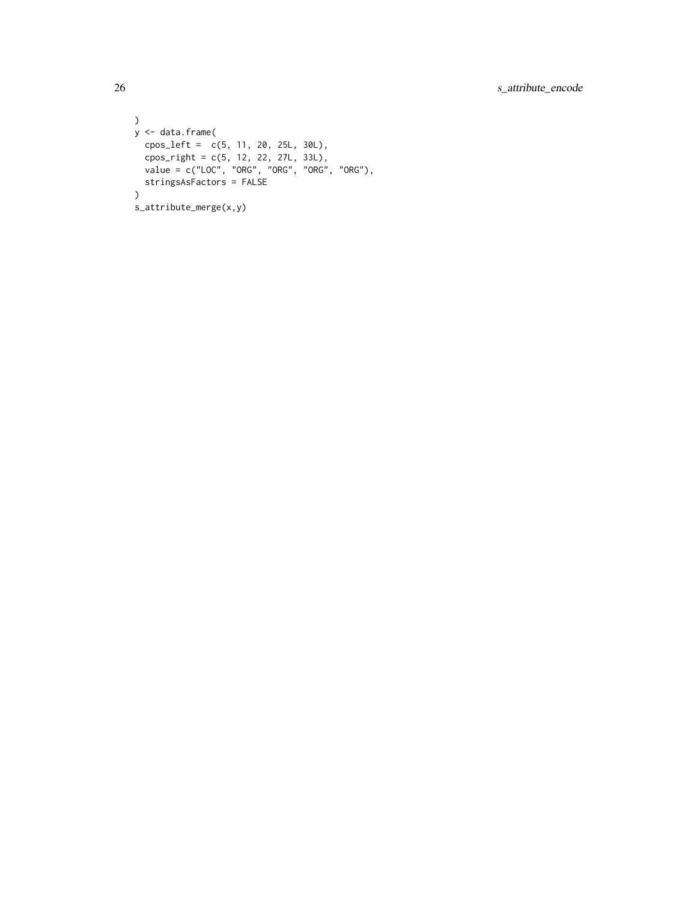```
)
y <- data.frame(
  cpos_left =  c(5, 11, 20, 25L, 30L),
  cpos_right = c(5, 12, 22, 27L, 33L),
  value = c("LOC", "ORG", "ORG", "ORG", "ORG"),
  stringsAsFactors = FALSE
)
s_attribute_merge(x,y)
```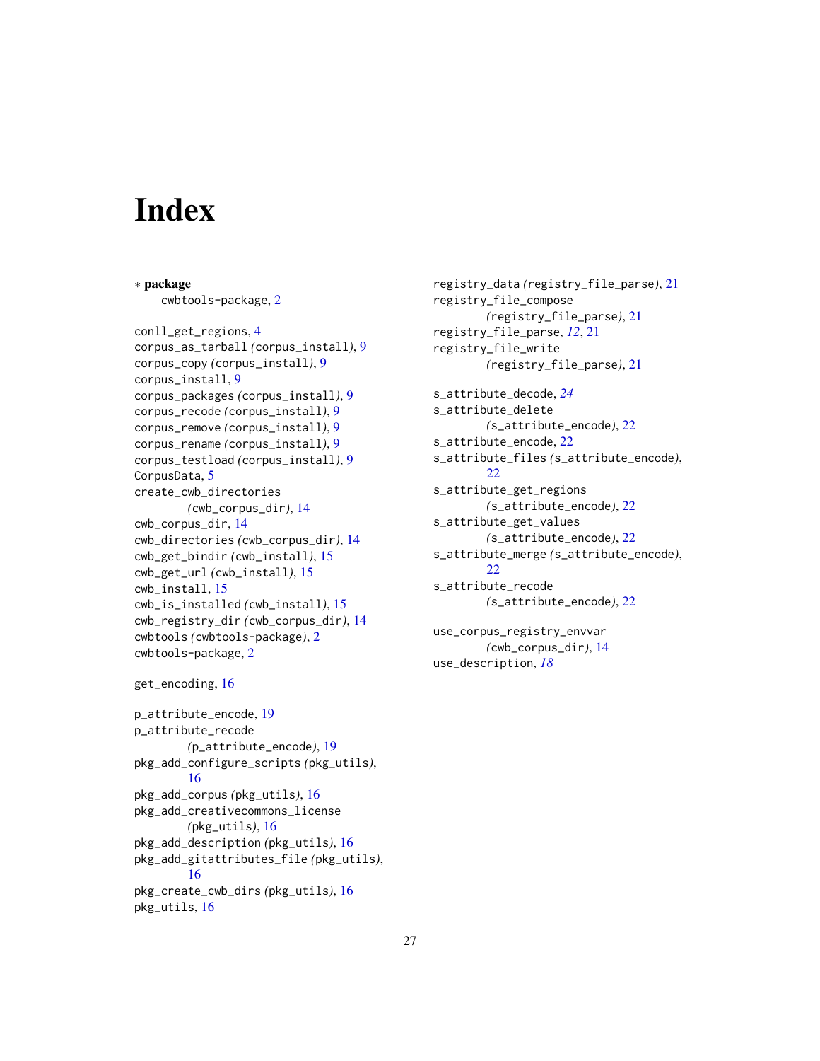# Index

∗ **package**
  cwbtools-package, 2

conll_get_regions, 4
corpus_as_tarball (corpus_install), 9
corpus_copy (corpus_install), 9
corpus_install, 9
corpus_packages (corpus_install), 9
corpus_recode (corpus_install), 9
corpus_remove (corpus_install), 9
corpus_rename (corpus_install), 9
corpus_testload (corpus_install), 9
CorpusData, 5
create_cwb_directories (cwb_corpus_dir), 14
cwb_corpus_dir, 14
cwb_directories (cwb_corpus_dir), 14
cwb_get_bindir (cwb_install), 15
cwb_get_url (cwb_install), 15
cwb_install, 15
cwb_is_installed (cwb_install), 15
cwb_registry_dir (cwb_corpus_dir), 14
cwbtools (cwbtools-package), 2
cwbtools-package, 2

get_encoding, 16

p_attribute_encode, 19
p_attribute_recode (p_attribute_encode), 19
pkg_add_configure_scripts (pkg_utils), 16
pkg_add_corpus (pkg_utils), 16
pkg_add_creativecommons_license (pkg_utils), 16
pkg_add_description (pkg_utils), 16
pkg_add_gitattributes_file (pkg_utils), 16
pkg_create_cwb_dirs (pkg_utils), 16
pkg_utils, 16

registry_data (registry_file_parse), 21
registry_file_compose (registry_file_parse), 21
registry_file_parse, *12*, 21
registry_file_write (registry_file_parse), 21

s_attribute_decode, *24*
s_attribute_delete (s_attribute_encode), 22
s_attribute_encode, 22
s_attribute_files (s_attribute_encode), 22
s_attribute_get_regions (s_attribute_encode), 22
s_attribute_get_values (s_attribute_encode), 22
s_attribute_merge (s_attribute_encode), 22
s_attribute_recode (s_attribute_encode), 22

use_corpus_registry_envvar (cwb_corpus_dir), 14
use_description, *18*